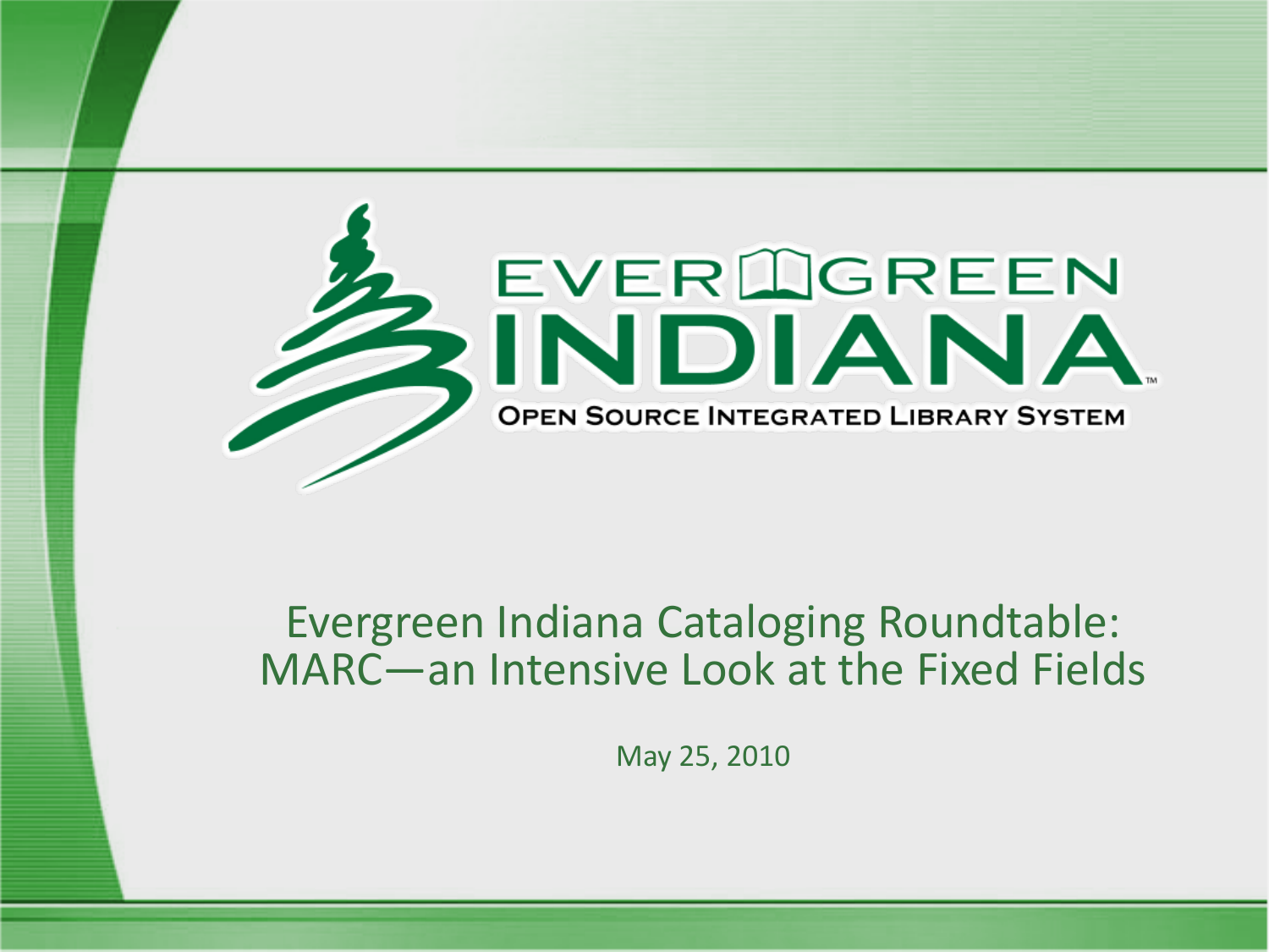EVERGREEN INDIANA

OPEN SOURCE INTEGRATED LIBRARY SYSTEM

# Evergreen Indiana Cataloging Roundtable: MARC—an Intensive Look at the Fixed Fields

May 25, 2010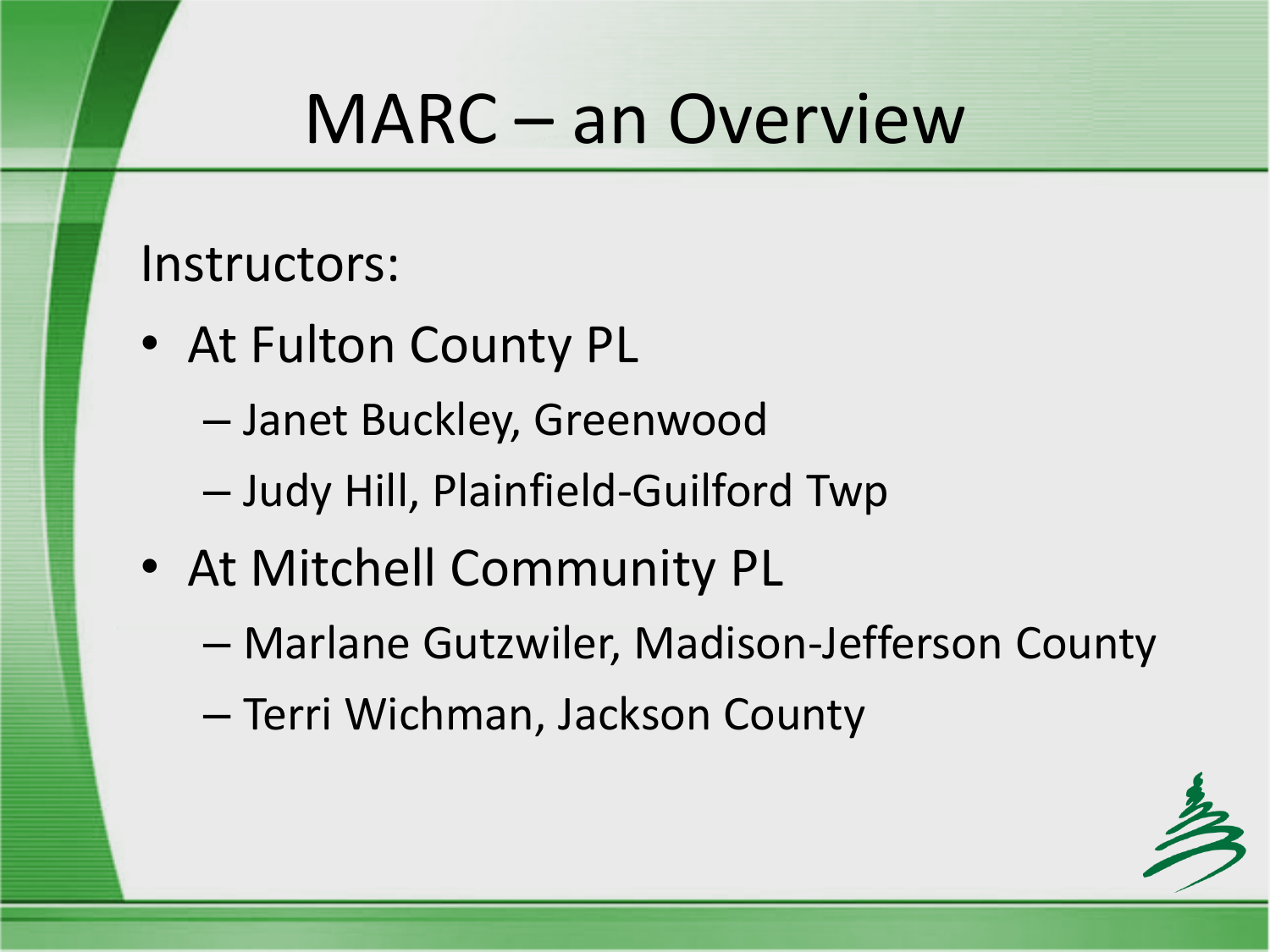# MARC – an Overview

Instructors:

- At Fulton County PL
  - Janet Buckley, Greenwood
  - Judy Hill, Plainfield-Guilford Twp
- At Mitchell Community PL
  - Marlane Gutzwiler, Madison-Jefferson County
  - Terri Wichman, Jackson County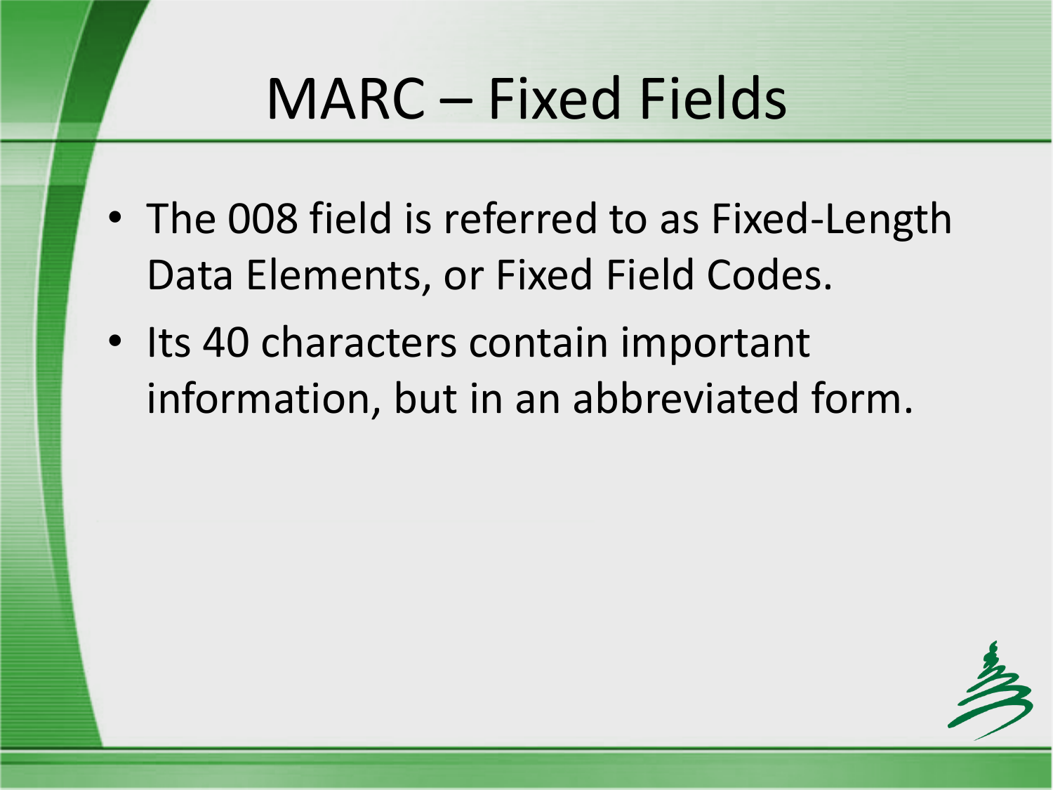# MARC – Fixed Fields

- The 008 field is referred to as Fixed-Length Data Elements, or Fixed Field Codes.
- Its 40 characters contain important information, but in an abbreviated form.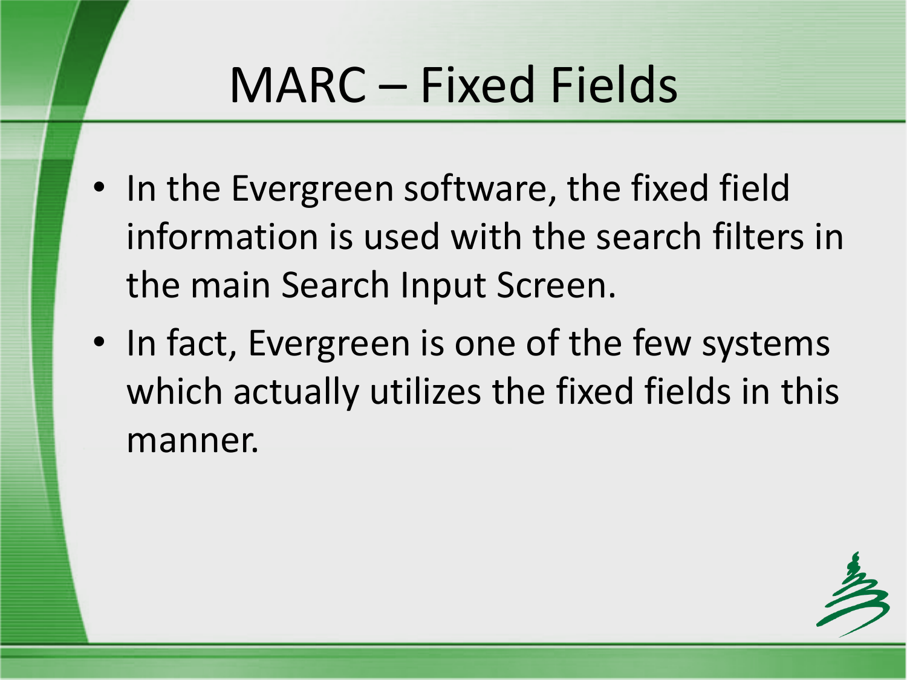# MARC – Fixed Fields

- In the Evergreen software, the fixed field information is used with the search filters in the main Search Input Screen.
- In fact, Evergreen is one of the few systems which actually utilizes the fixed fields in this manner.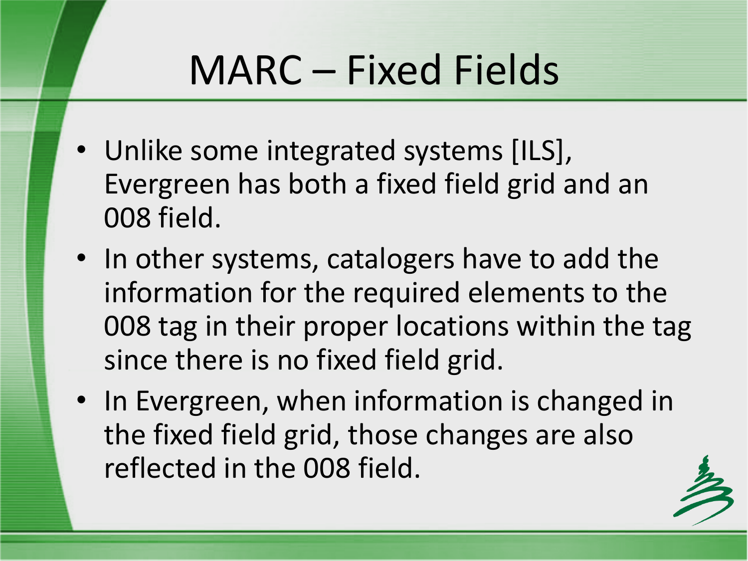# MARC – Fixed Fields

- Unlike some integrated systems [ILS], Evergreen has both a fixed field grid and an 008 field.
- In other systems, catalogers have to add the information for the required elements to the 008 tag in their proper locations within the tag since there is no fixed field grid.
- In Evergreen, when information is changed in the fixed field grid, those changes are also reflected in the 008 field.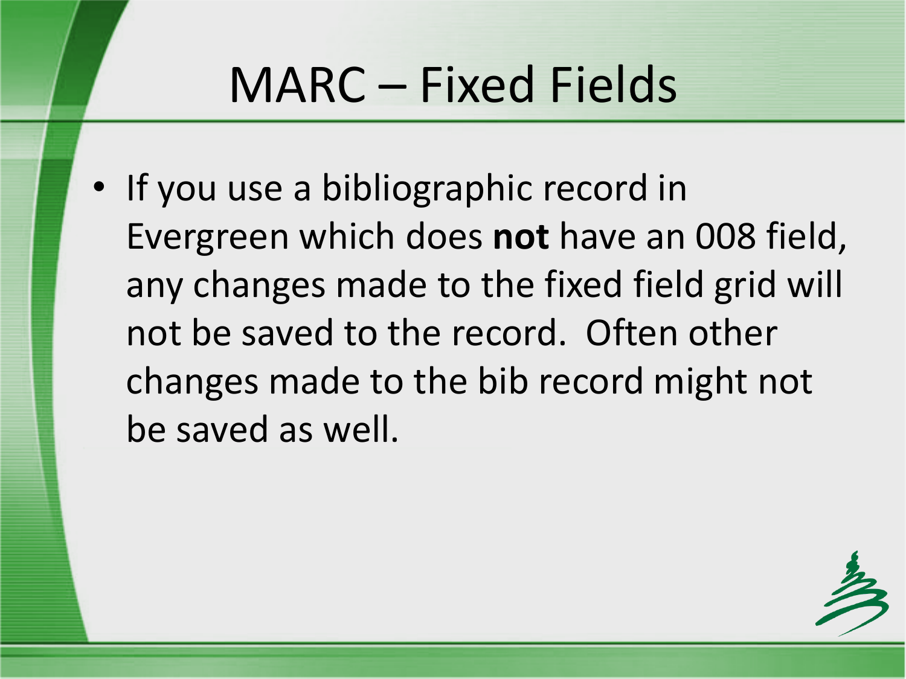# MARC – Fixed Fields

- If you use a bibliographic record in Evergreen which does **not** have an 008 field, any changes made to the fixed field grid will not be saved to the record. Often other changes made to the bib record might not be saved as well.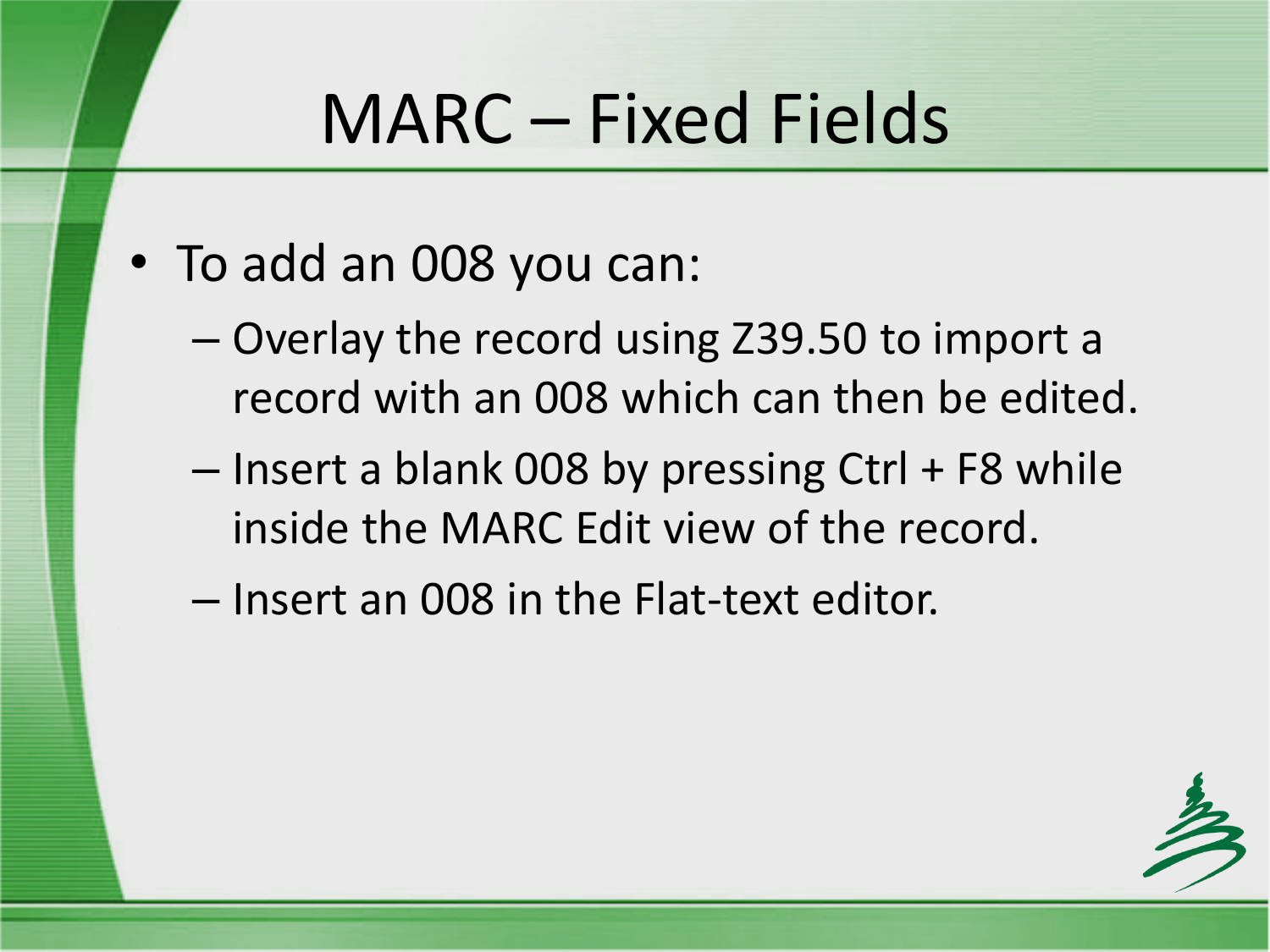# MARC – Fixed Fields

- To add an 008 you can:
  - Overlay the record using Z39.50 to import a record with an 008 which can then be edited.
  - Insert a blank 008 by pressing Ctrl + F8 while inside the MARC Edit view of the record.
  - Insert an 008 in the Flat-text editor.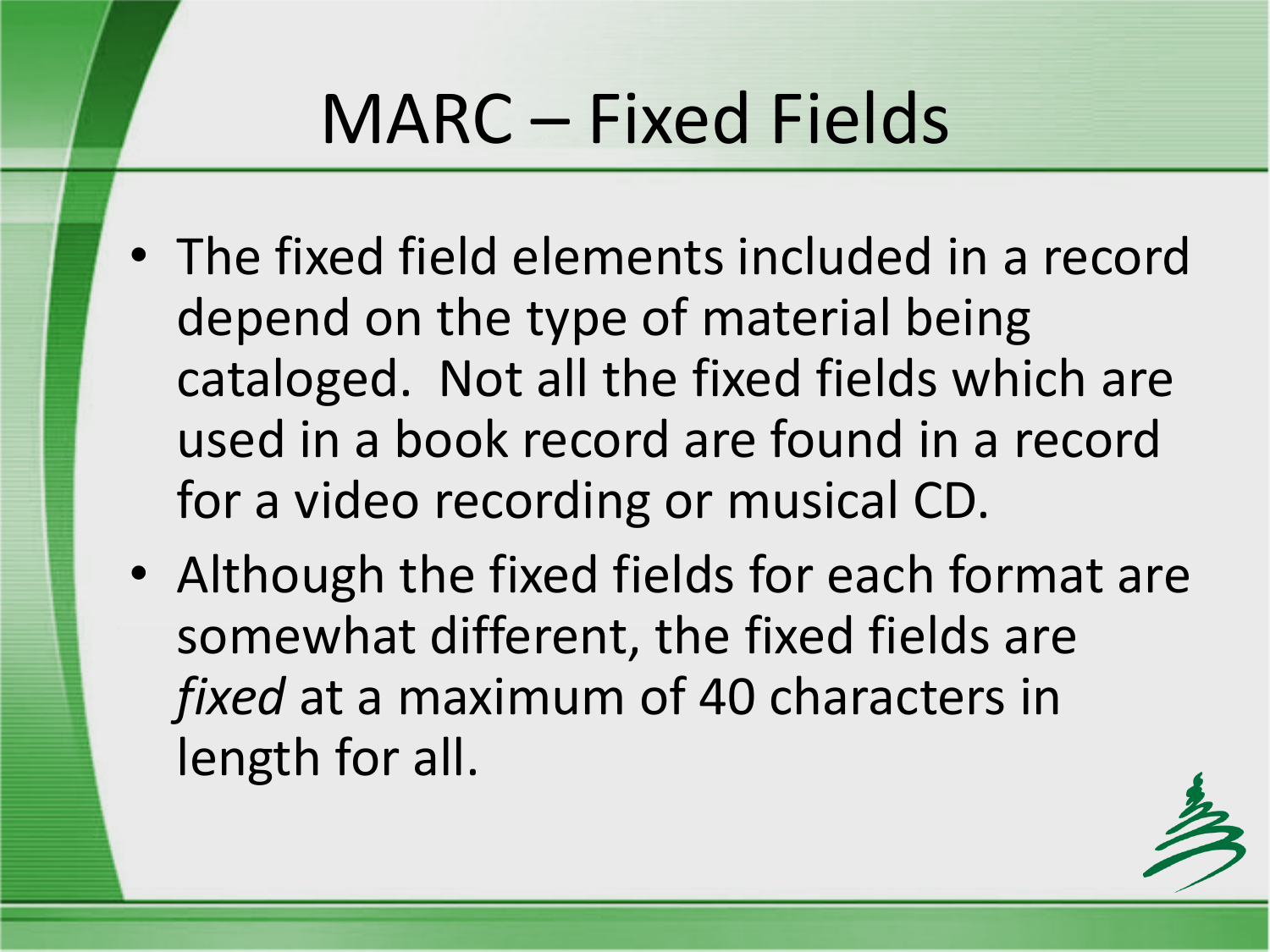# MARC – Fixed Fields

- The fixed field elements included in a record depend on the type of material being cataloged. Not all the fixed fields which are used in a book record are found in a record for a video recording or musical CD.
- Although the fixed fields for each format are somewhat different, the fixed fields are *fixed* at a maximum of 40 characters in length for all.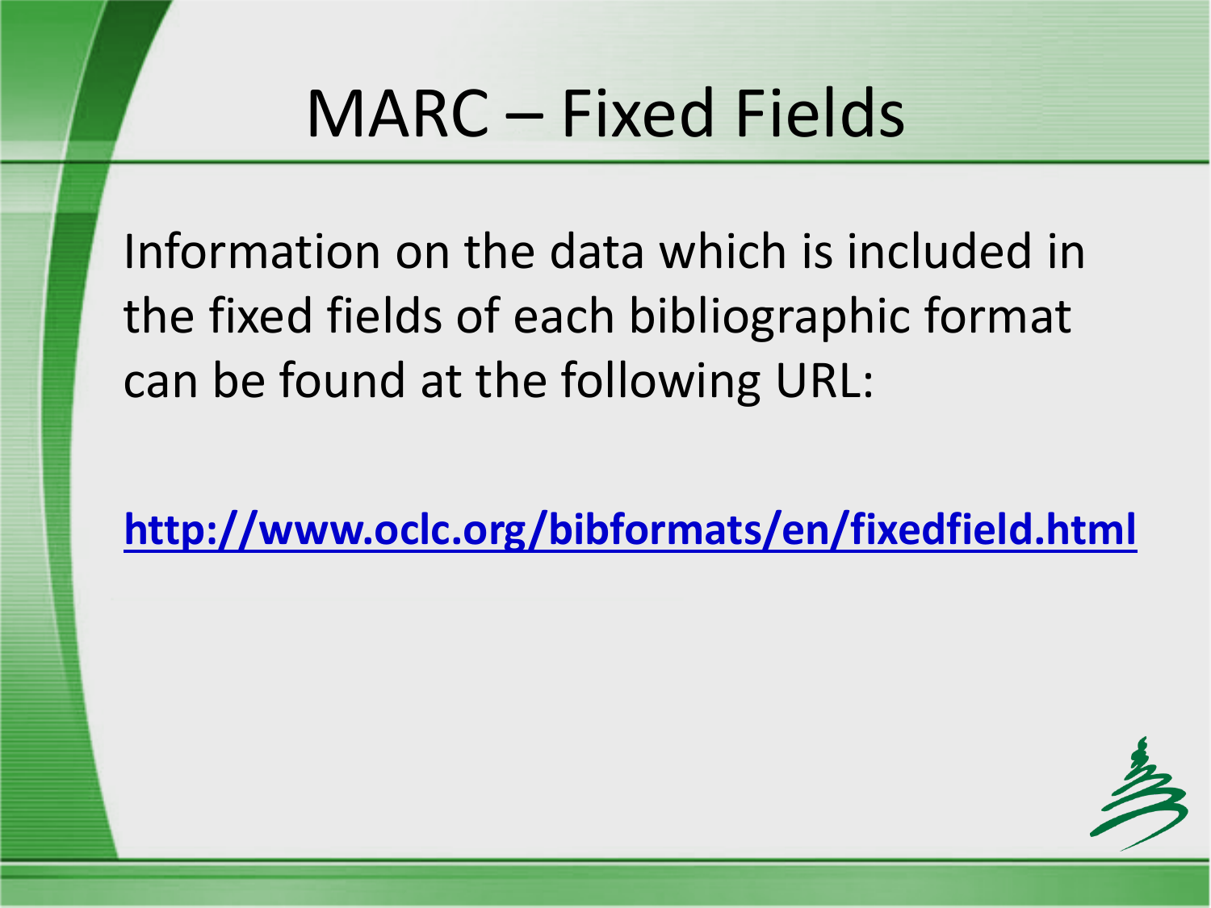# MARC – Fixed Fields

Information on the data which is included in the fixed fields of each bibliographic format can be found at the following URL:

**http://www.oclc.org/bibformats/en/fixedfield.html**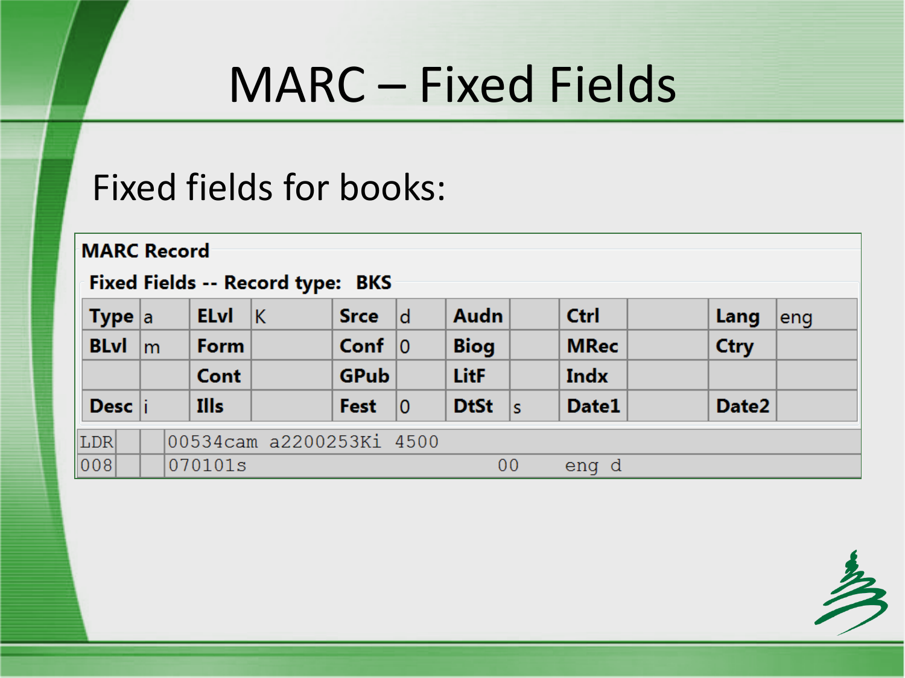# MARC – Fixed Fields

Fixed fields for books:

**MARC Record**

**Fixed Fields -- Record type: BKS**

| | | | | | | | | | | | |
|---|---|---|---|---|---|---|---|---|---|---|---|
| **Type** | a | **ELvl** | K | **Srce** | d | **Audn** | | **Ctrl** | | **Lang** | eng |
| **BLvl** | m | **Form** | | **Conf** | 0 | **Biog** | | **MRec** | | **Ctry** | |
| | | **Cont** | | **GPub** | | **LitF** | | **Indx** | | | |
| **Desc** | i | **Ills** | | **Fest** | 0 | **DtSt** | s | **Date1** | | **Date2** | |

```
LDR      00534cam a2200253Ki 4500
008      070101s                              00     eng d
```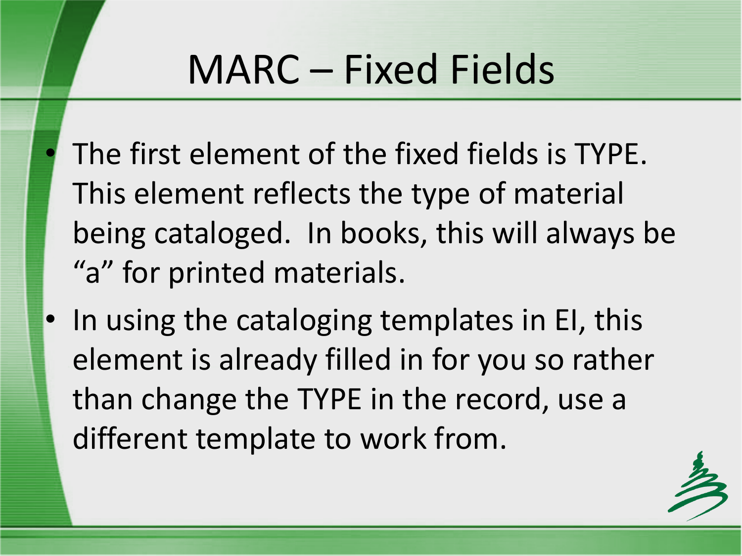# MARC – Fixed Fields

- The first element of the fixed fields is TYPE. This element reflects the type of material being cataloged. In books, this will always be "a" for printed materials.
- In using the cataloging templates in EI, this element is already filled in for you so rather than change the TYPE in the record, use a different template to work from.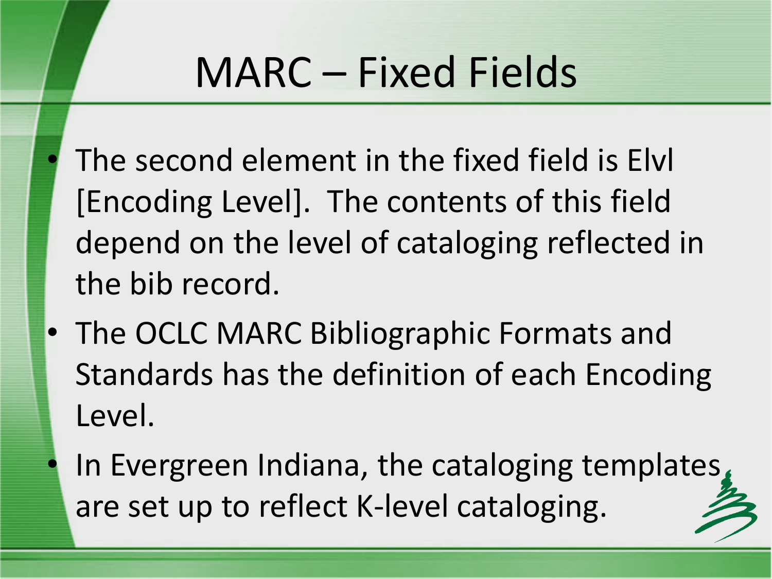# MARC – Fixed Fields

- The second element in the fixed field is Elvl [Encoding Level]. The contents of this field depend on the level of cataloging reflected in the bib record.
- The OCLC MARC Bibliographic Formats and Standards has the definition of each Encoding Level.
- In Evergreen Indiana, the cataloging templates are set up to reflect K-level cataloging.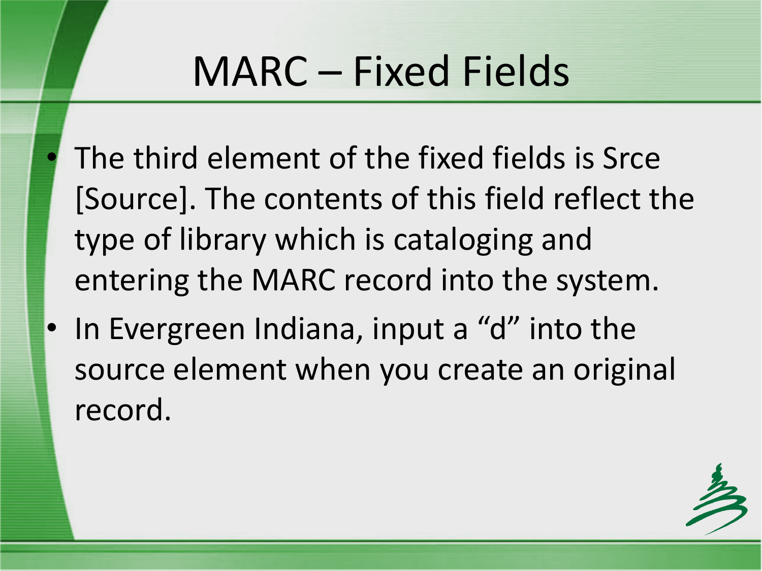# MARC – Fixed Fields

- The third element of the fixed fields is Srce [Source]. The contents of this field reflect the type of library which is cataloging and entering the MARC record into the system.
- In Evergreen Indiana, input a “d” into the source element when you create an original record.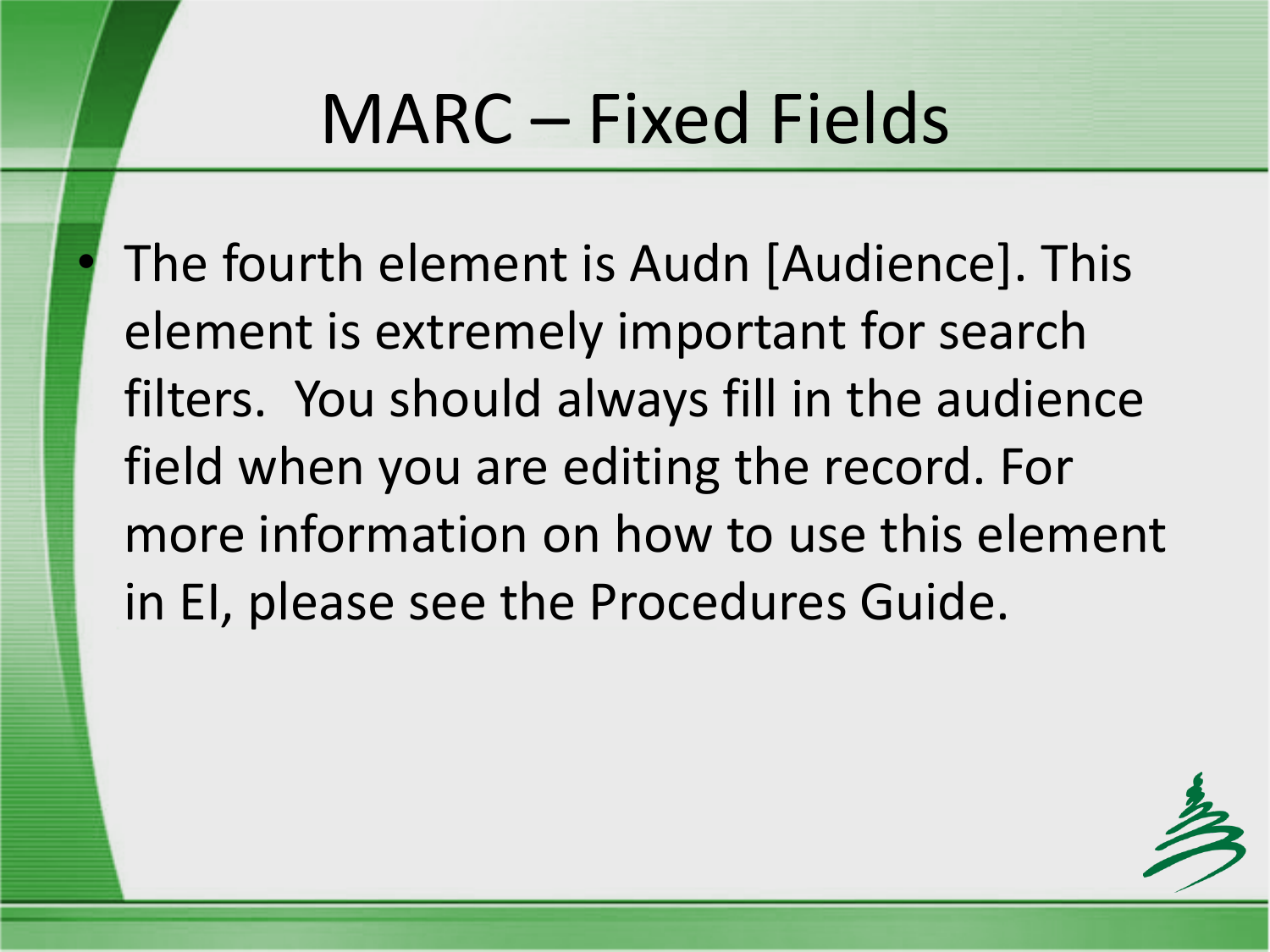# MARC – Fixed Fields

- The fourth element is Audn [Audience]. This element is extremely important for search filters. You should always fill in the audience field when you are editing the record. For more information on how to use this element in EI, please see the Procedures Guide.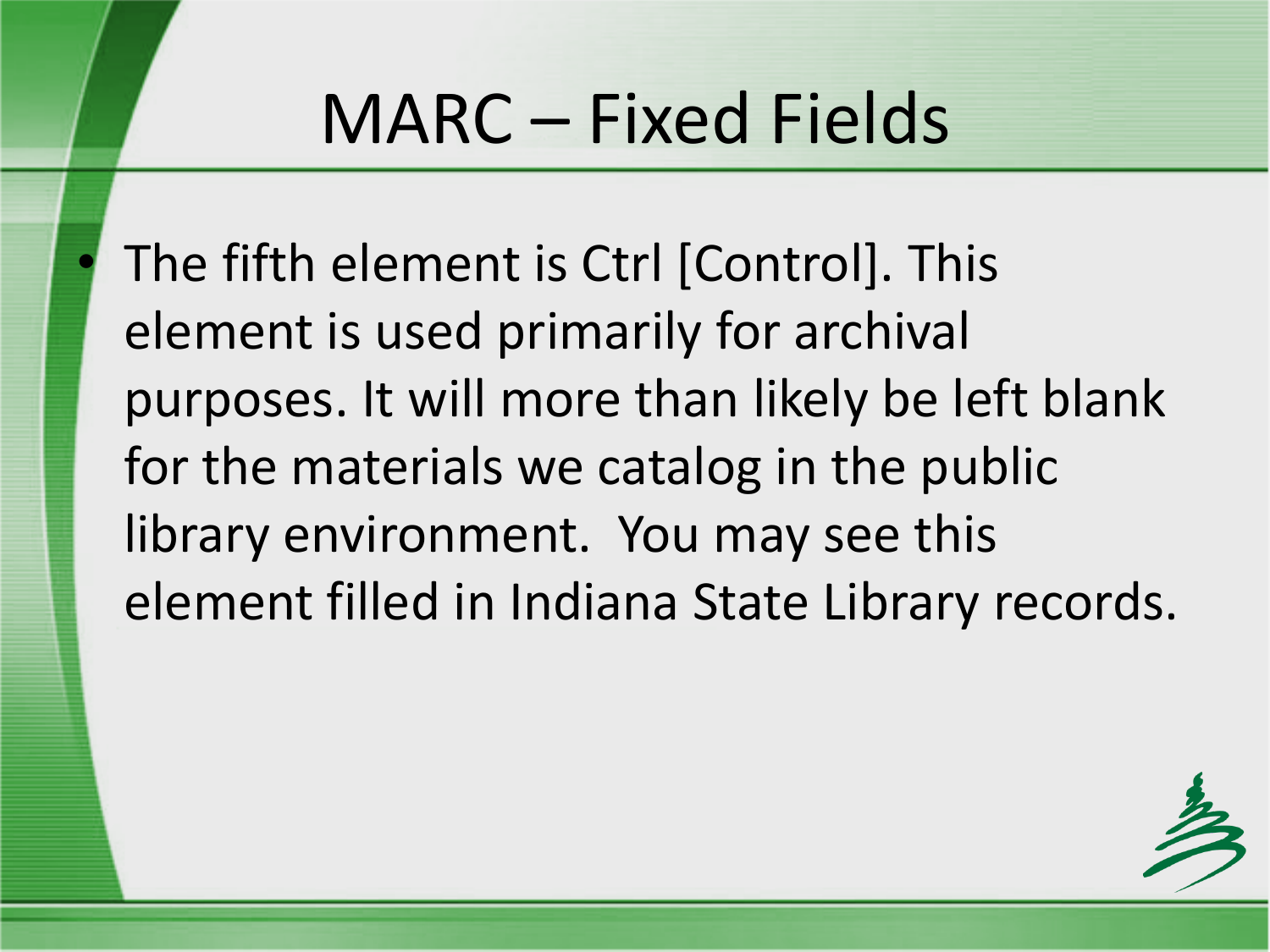# MARC – Fixed Fields

- The fifth element is Ctrl [Control]. This element is used primarily for archival purposes. It will more than likely be left blank for the materials we catalog in the public library environment.  You may see this element filled in Indiana State Library records.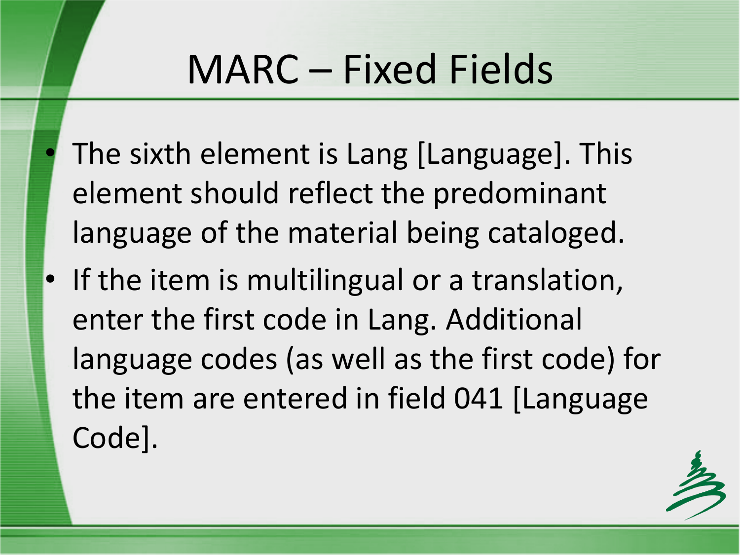# MARC – Fixed Fields

- The sixth element is Lang [Language]. This element should reflect the predominant language of the material being cataloged.
- If the item is multilingual or a translation, enter the first code in Lang. Additional language codes (as well as the first code) for the item are entered in field 041 [Language Code].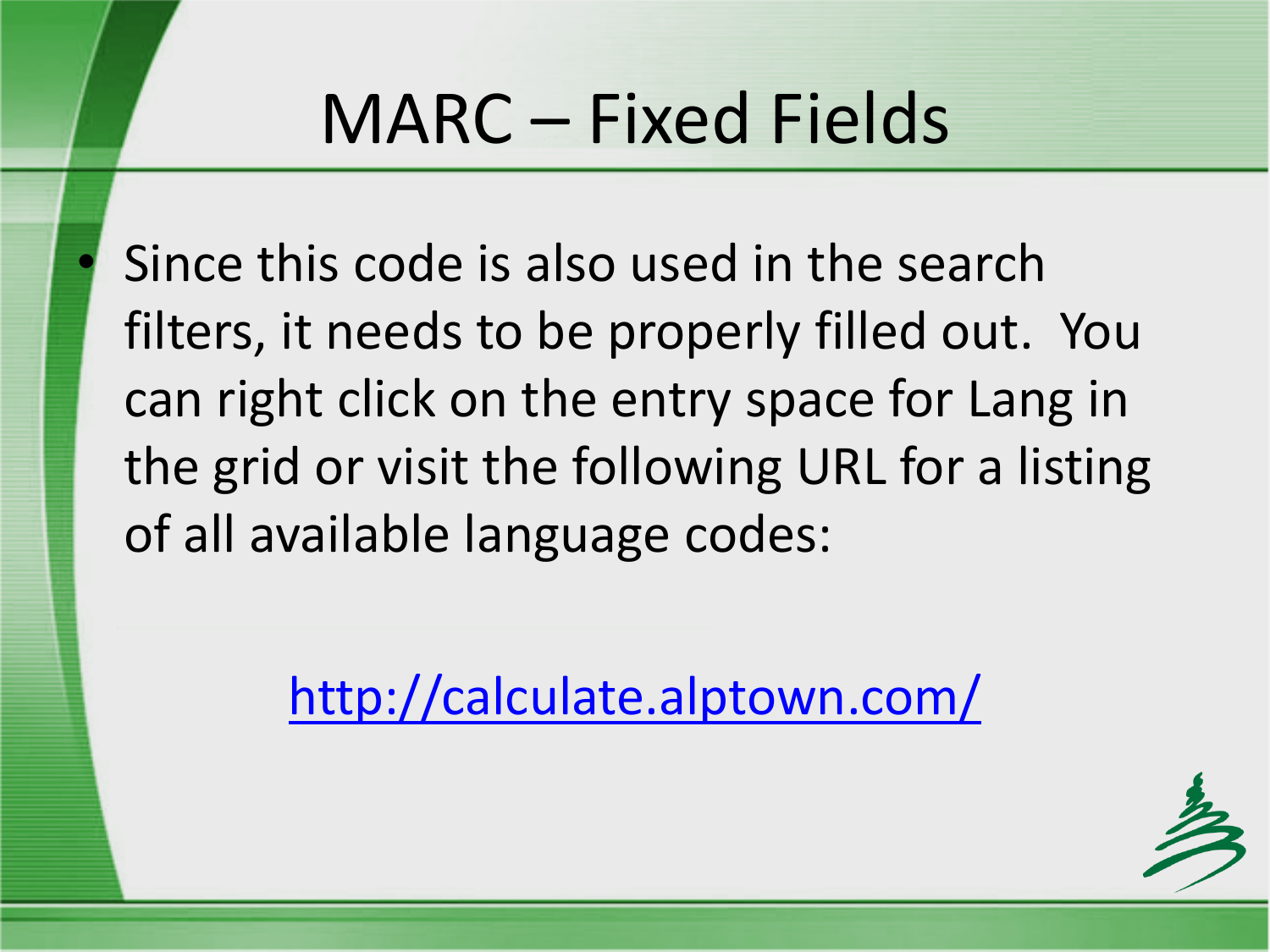# MARC – Fixed Fields

- Since this code is also used in the search filters, it needs to be properly filled out. You can right click on the entry space for Lang in the grid or visit the following URL for a listing of all available language codes:

http://calculate.alptown.com/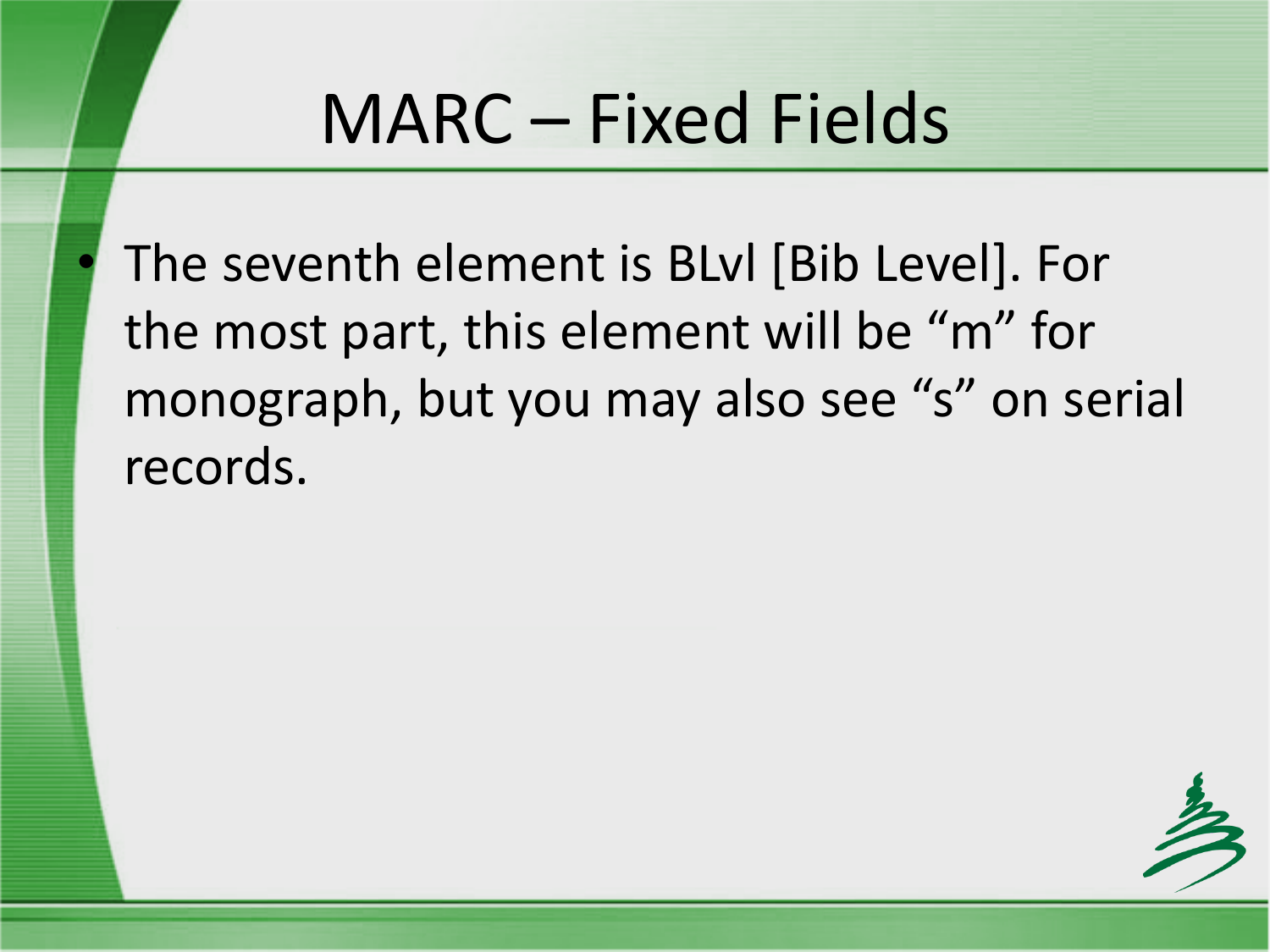# MARC – Fixed Fields

- The seventh element is BLvl [Bib Level]. For the most part, this element will be "m" for monograph, but you may also see "s" on serial records.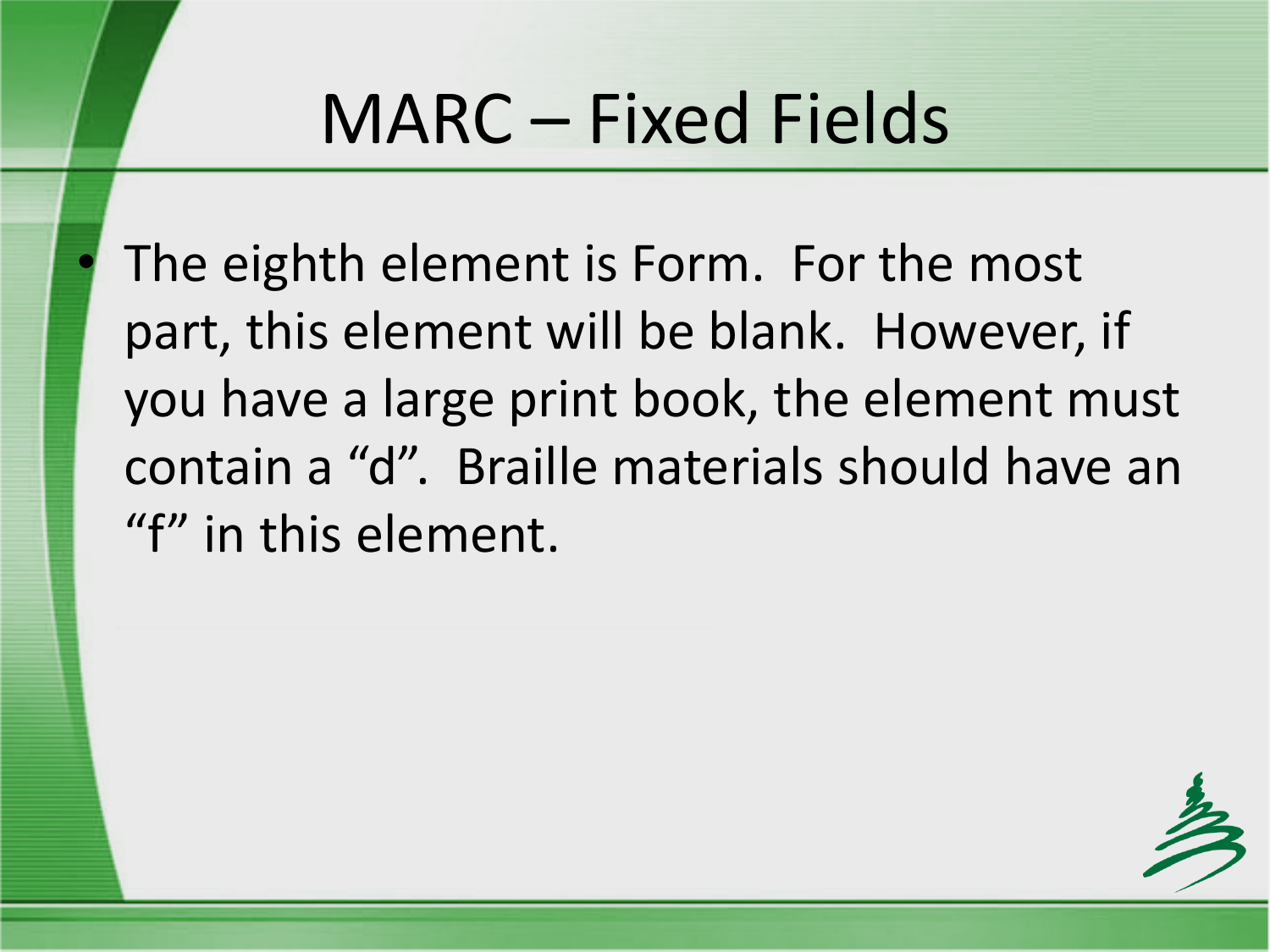# MARC – Fixed Fields

- The eighth element is Form. For the most part, this element will be blank. However, if you have a large print book, the element must contain a “d”. Braille materials should have an “f” in this element.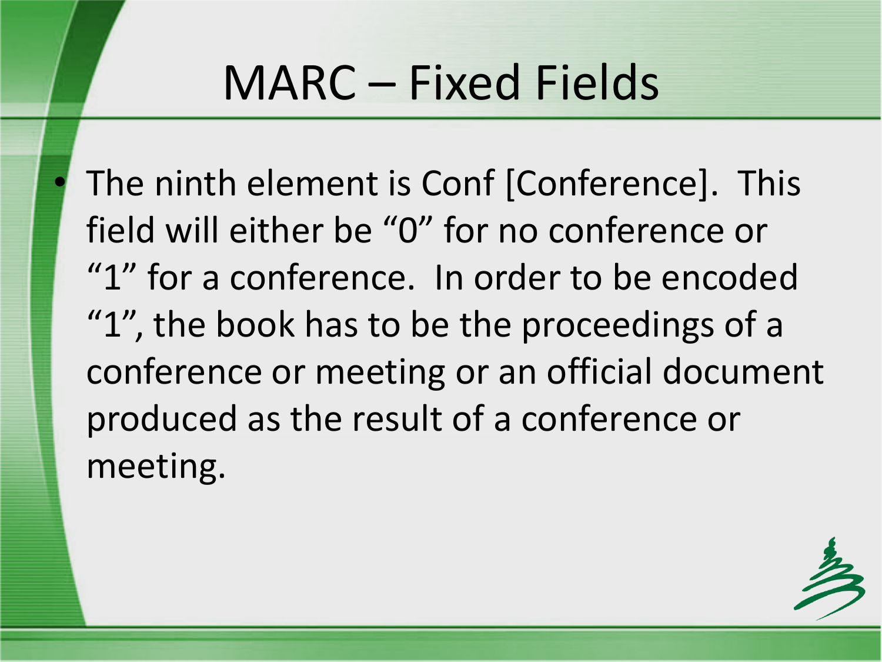# MARC – Fixed Fields

- The ninth element is Conf [Conference]. This field will either be "0" for no conference or "1" for a conference. In order to be encoded "1", the book has to be the proceedings of a conference or meeting or an official document produced as the result of a conference or meeting.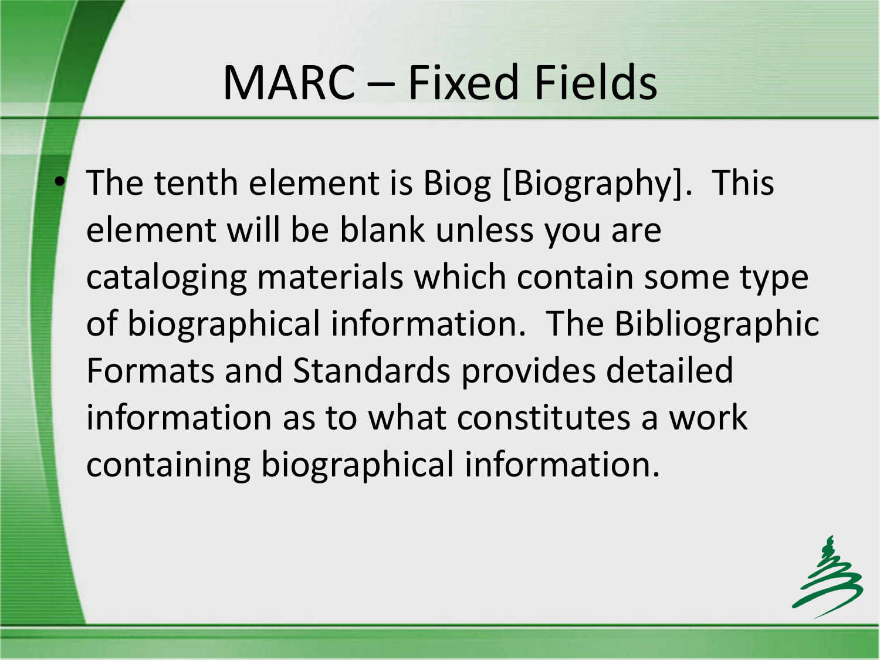# MARC – Fixed Fields

- The tenth element is Biog [Biography]. This element will be blank unless you are cataloging materials which contain some type of biographical information. The Bibliographic Formats and Standards provides detailed information as to what constitutes a work containing biographical information.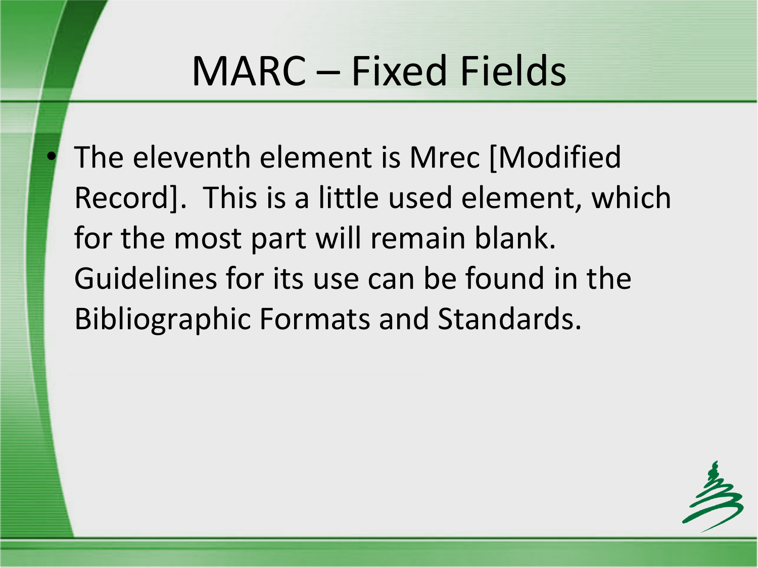# MARC – Fixed Fields

- The eleventh element is Mrec [Modified Record]. This is a little used element, which for the most part will remain blank. Guidelines for its use can be found in the Bibliographic Formats and Standards.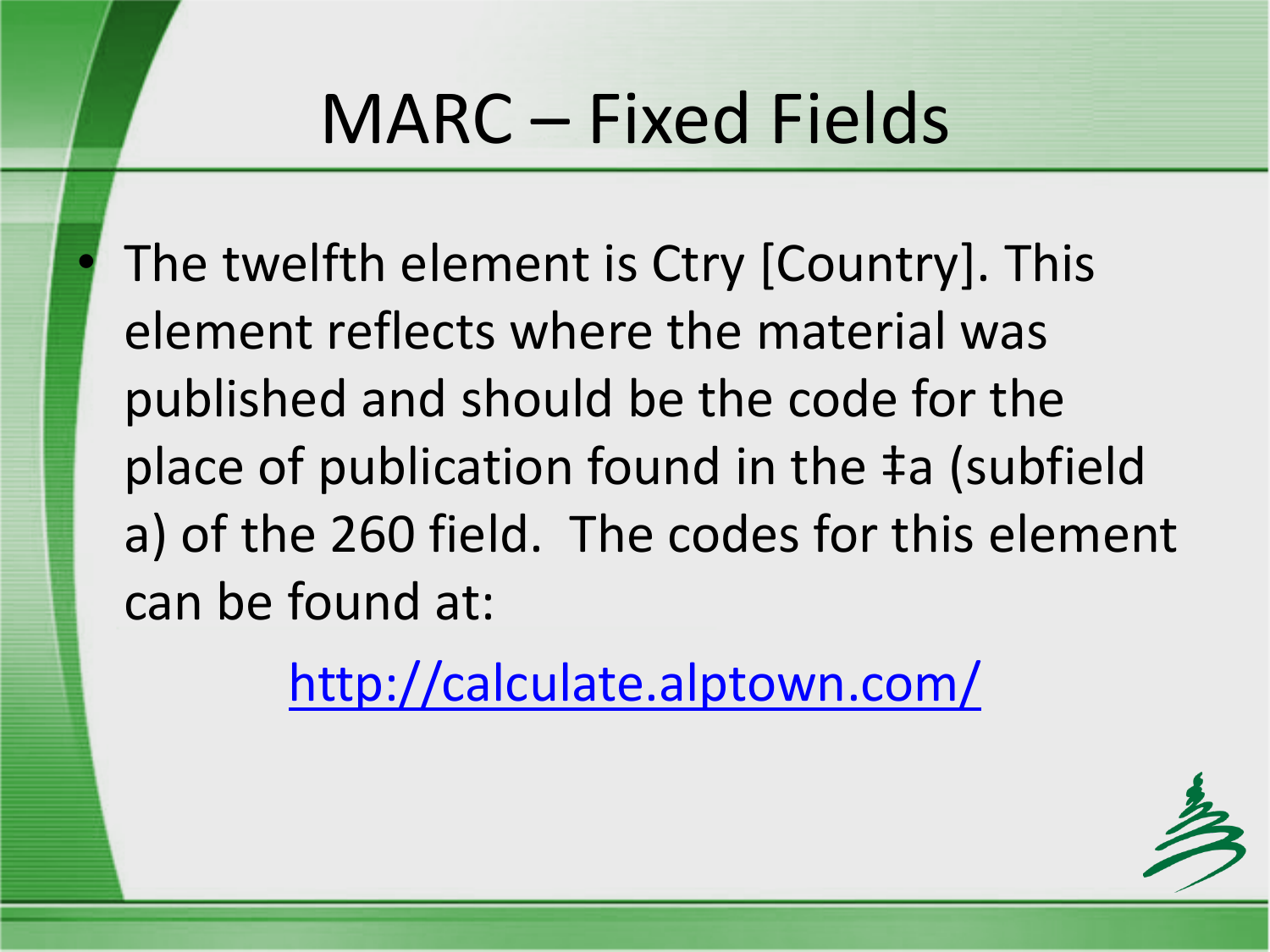# MARC – Fixed Fields

- The twelfth element is Ctry [Country]. This element reflects where the material was published and should be the code for the place of publication found in the ‡a (subfield a) of the 260 field. The codes for this element can be found at:

  http://calculate.alptown.com/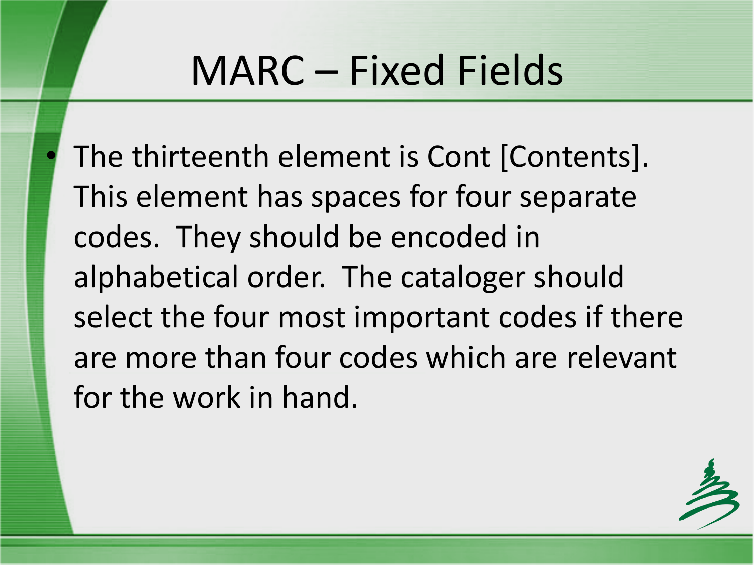# MARC – Fixed Fields

- The thirteenth element is Cont [Contents]. This element has spaces for four separate codes. They should be encoded in alphabetical order. The cataloger should select the four most important codes if there are more than four codes which are relevant for the work in hand.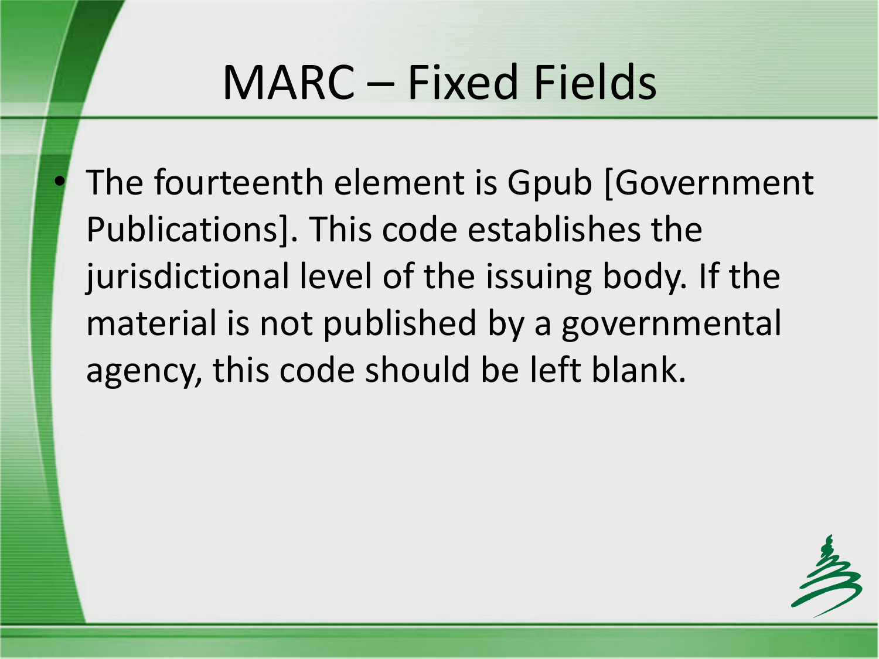# MARC – Fixed Fields

- The fourteenth element is Gpub [Government Publications]. This code establishes the jurisdictional level of the issuing body. If the material is not published by a governmental agency, this code should be left blank.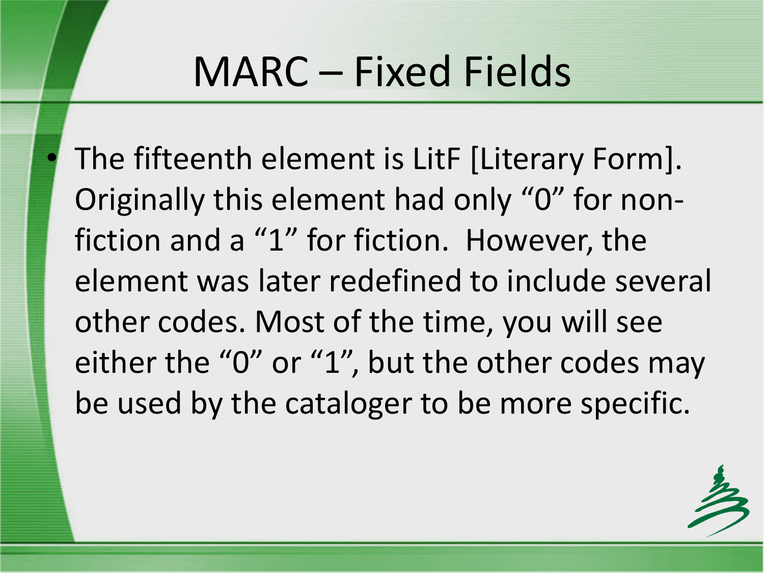# MARC – Fixed Fields

- The fifteenth element is LitF [Literary Form]. Originally this element had only "0" for non-fiction and a "1" for fiction. However, the element was later redefined to include several other codes. Most of the time, you will see either the "0" or "1", but the other codes may be used by the cataloger to be more specific.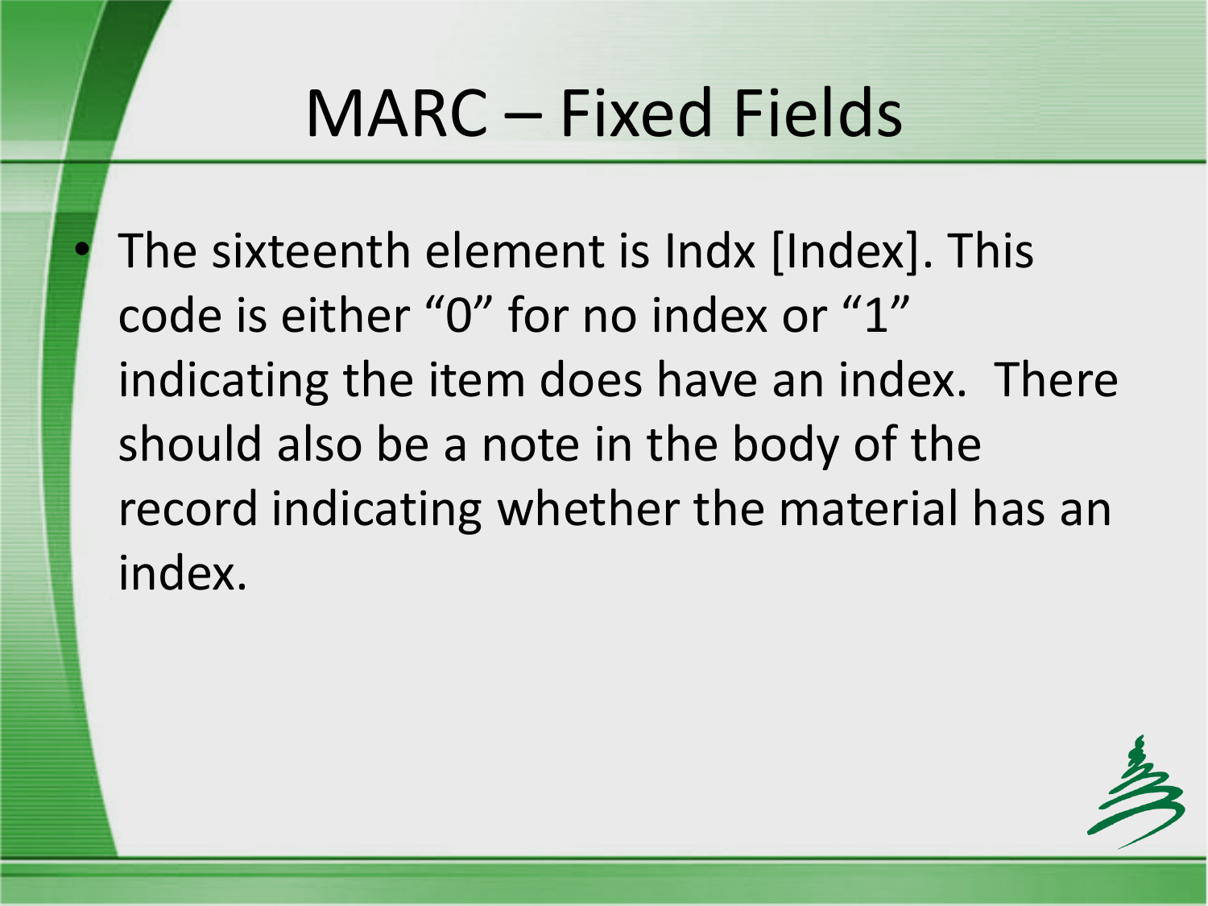# MARC – Fixed Fields

- The sixteenth element is Indx [Index]. This code is either "0" for no index or "1" indicating the item does have an index. There should also be a note in the body of the record indicating whether the material has an index.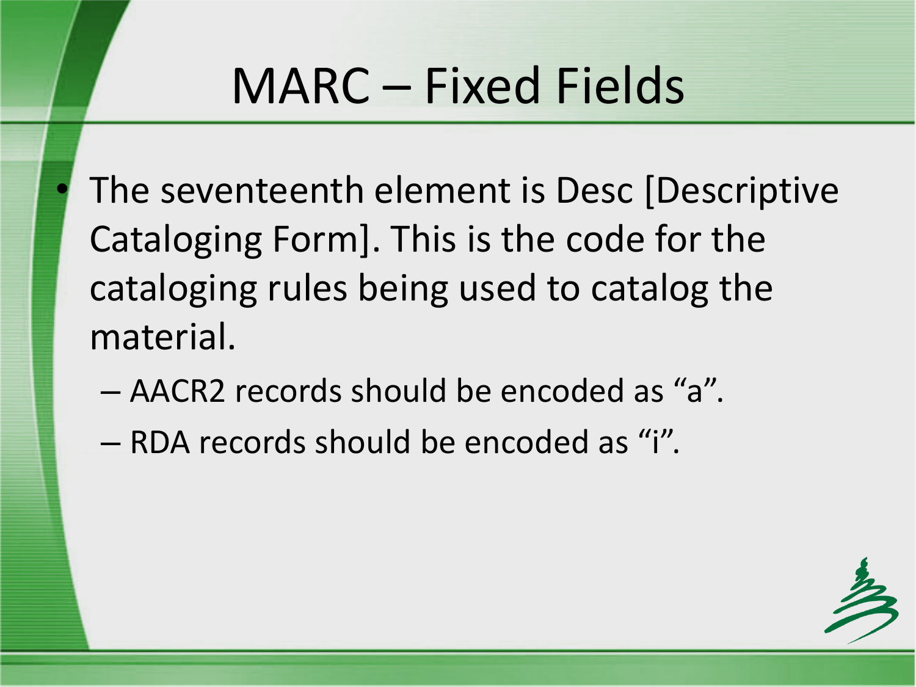# MARC – Fixed Fields

- The seventeenth element is Desc [Descriptive Cataloging Form]. This is the code for the cataloging rules being used to catalog the material.
  - AACR2 records should be encoded as “a”.
  - RDA records should be encoded as “i”.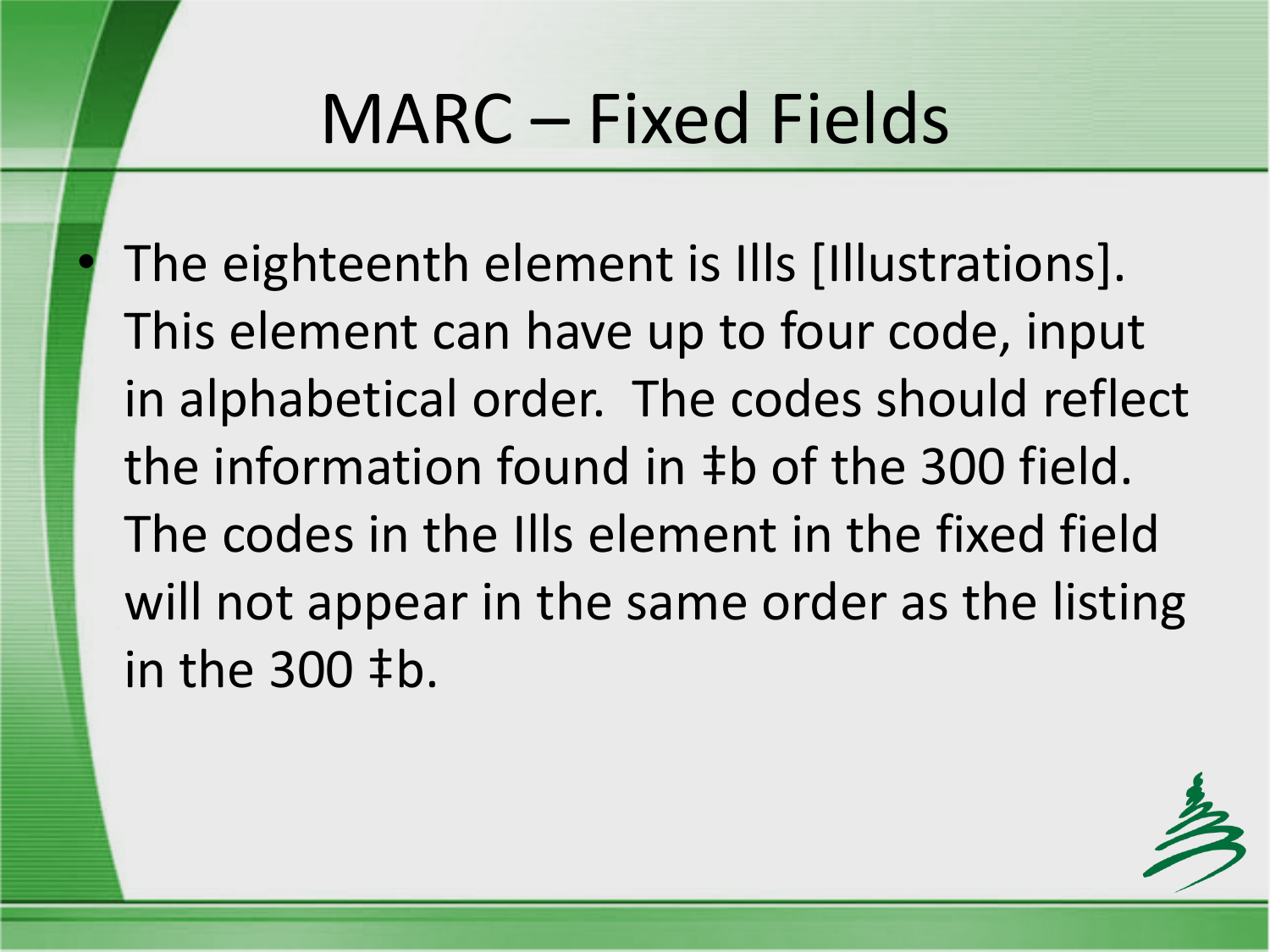# MARC – Fixed Fields

- The eighteenth element is Ills [Illustrations]. This element can have up to four code, input in alphabetical order. The codes should reflect the information found in ‡b of the 300 field. The codes in the Ills element in the fixed field will not appear in the same order as the listing in the 300 ‡b.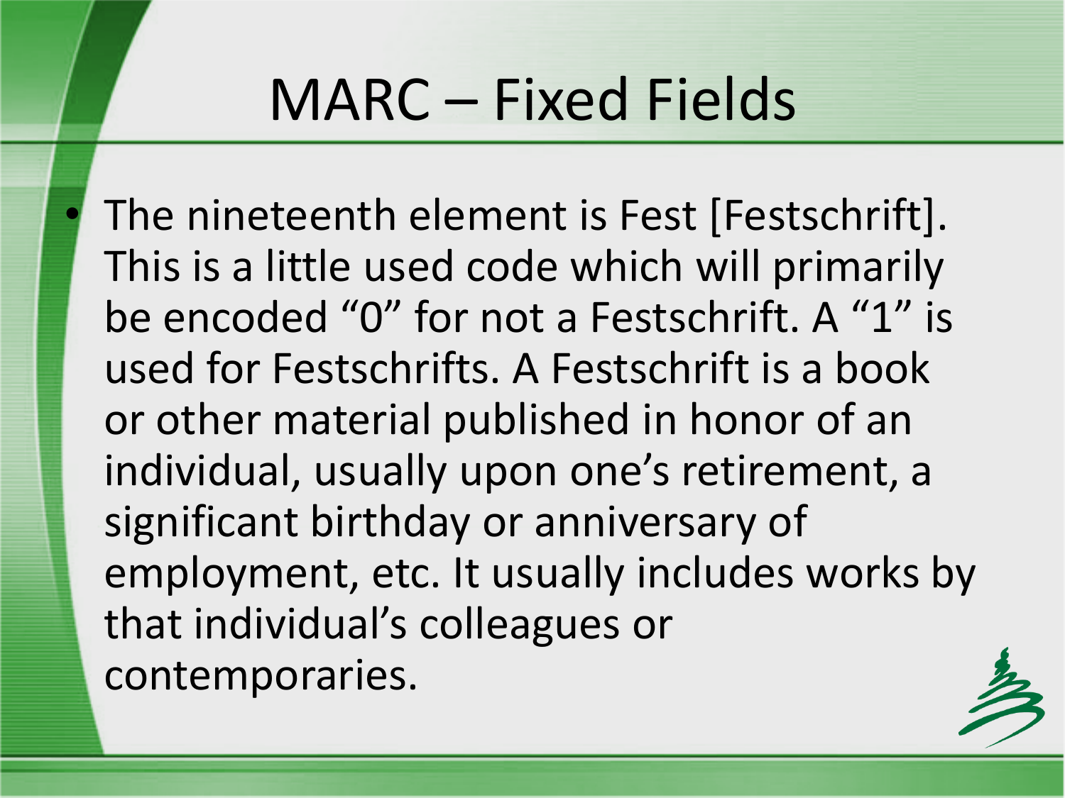# MARC – Fixed Fields

- The nineteenth element is Fest [Festschrift]. This is a little used code which will primarily be encoded “0” for not a Festschrift. A “1” is used for Festschrifts. A Festschrift is a book or other material published in honor of an individual, usually upon one’s retirement, a significant birthday or anniversary of employment, etc. It usually includes works by that individual’s colleagues or contemporaries.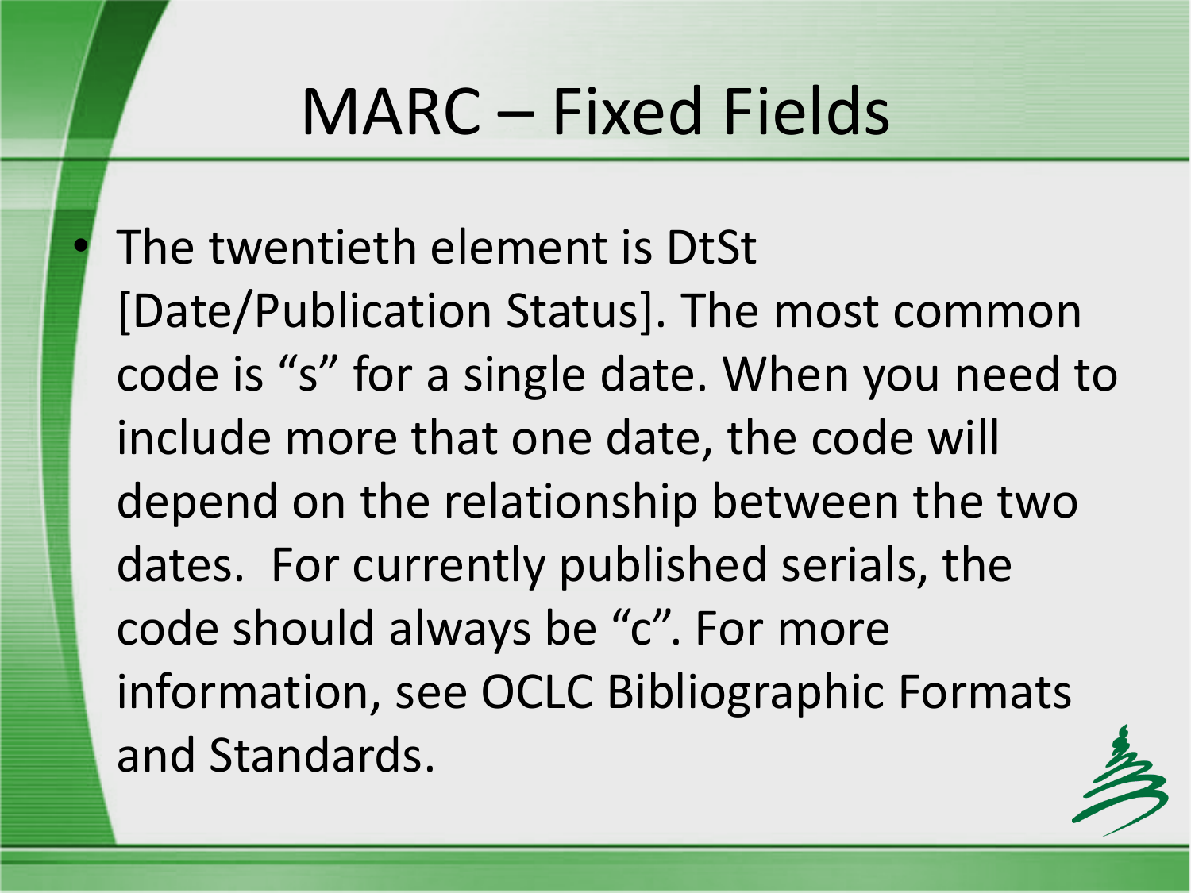# MARC – Fixed Fields

- The twentieth element is DtSt [Date/Publication Status]. The most common code is “s” for a single date. When you need to include more that one date, the code will depend on the relationship between the two dates.  For currently published serials, the code should always be “c”. For more information, see OCLC Bibliographic Formats and Standards.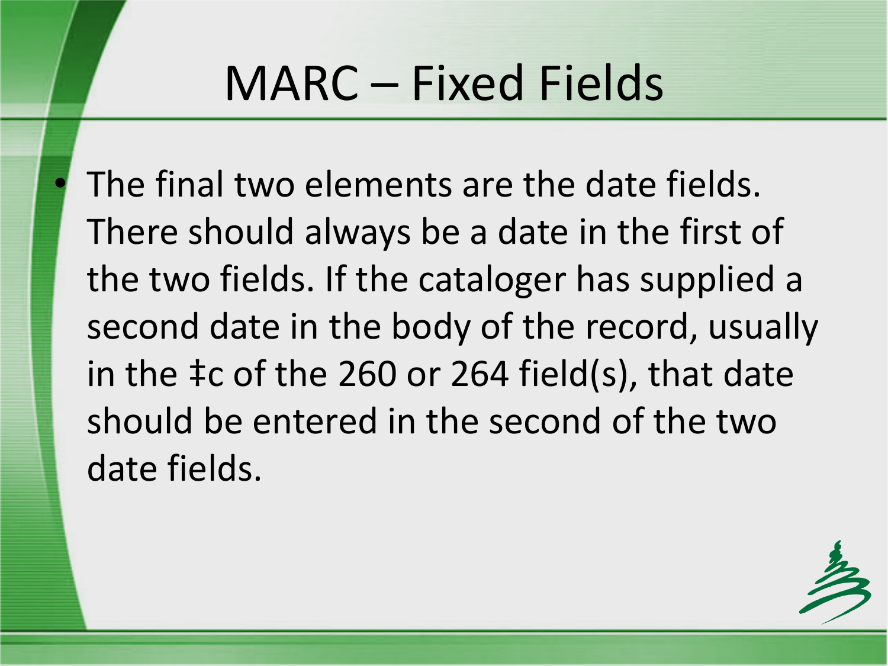# MARC – Fixed Fields

- The final two elements are the date fields. There should always be a date in the first of the two fields. If the cataloger has supplied a second date in the body of the record, usually in the ‡c of the 260 or 264 field(s), that date should be entered in the second of the two date fields.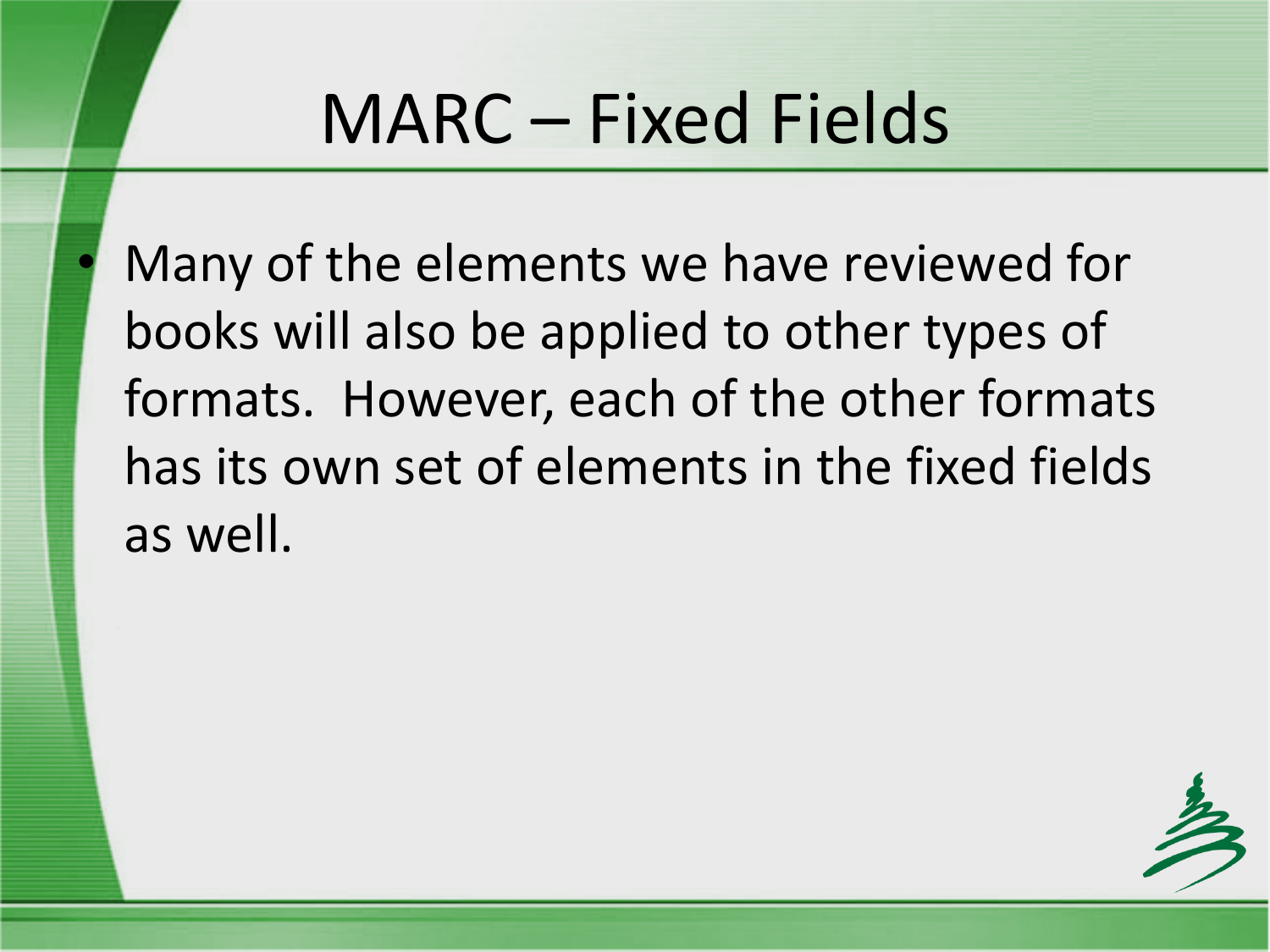# MARC – Fixed Fields

- Many of the elements we have reviewed for books will also be applied to other types of formats. However, each of the other formats has its own set of elements in the fixed fields as well.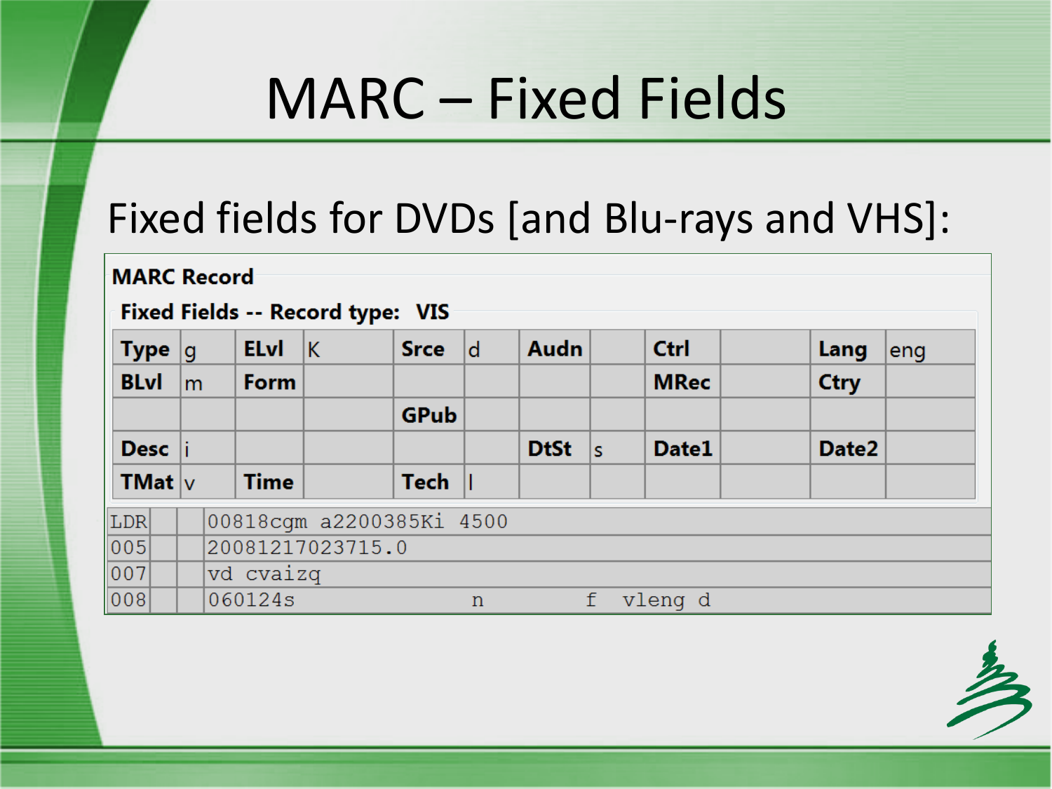# MARC – Fixed Fields

## Fixed fields for DVDs [and Blu-rays and VHS]:

**MARC Record**

**Fixed Fields -- Record type: VIS**

| **Type** | g | **ELvl** | K | **Srce** | d | **Audn** | | **Ctrl** | | **Lang** | eng |
|---|---|---|---|---|---|---|---|---|---|---|---|
| **BLvl** | m | **Form** | | | | | | **MRec** | | **Ctry** | |
| | | | | **GPub** | | | | | | | |
| **Desc** | i | | | | | **DtSt** | s | **Date1** | | **Date2** | |
| **TMat** | v | **Time** | | **Tech** | l | | | | | | |

```
LDR      00818cgm a2200385Ki 4500
005      20081217023715.0
007      vd cvaizq
008      060124s              n          f  vleng d
```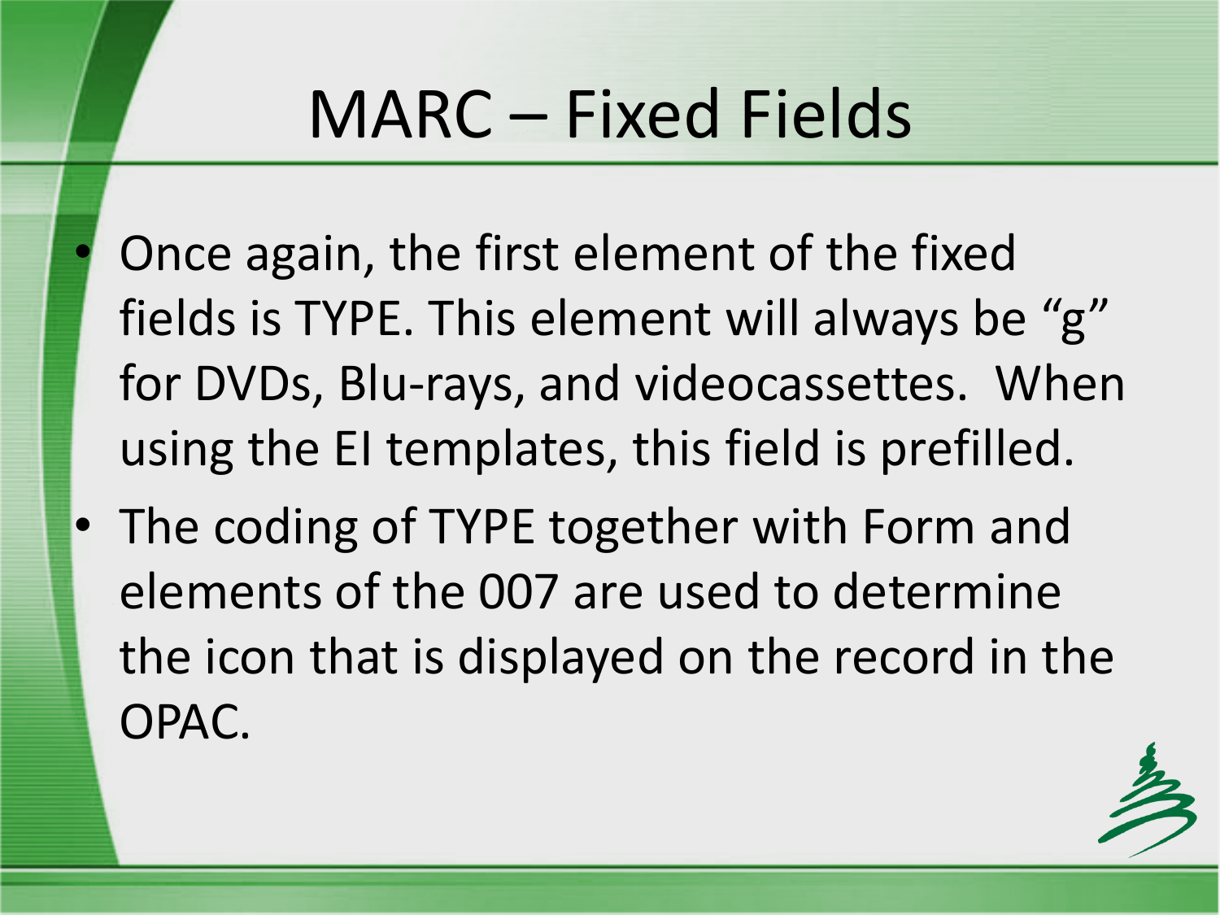# MARC – Fixed Fields

- Once again, the first element of the fixed fields is TYPE. This element will always be “g” for DVDs, Blu-rays, and videocassettes.  When using the EI templates, this field is prefilled.
- The coding of TYPE together with Form and elements of the 007 are used to determine the icon that is displayed on the record in the OPAC.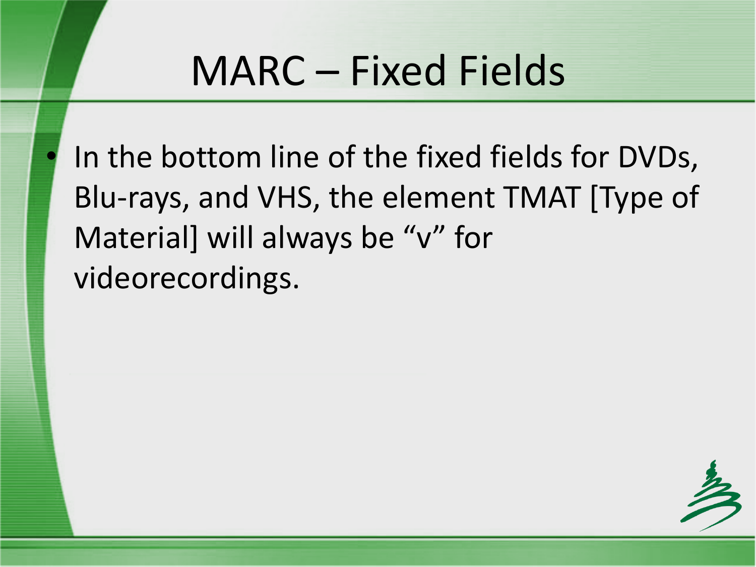# MARC – Fixed Fields

- In the bottom line of the fixed fields for DVDs, Blu-rays, and VHS, the element TMAT [Type of Material] will always be “v” for videorecordings.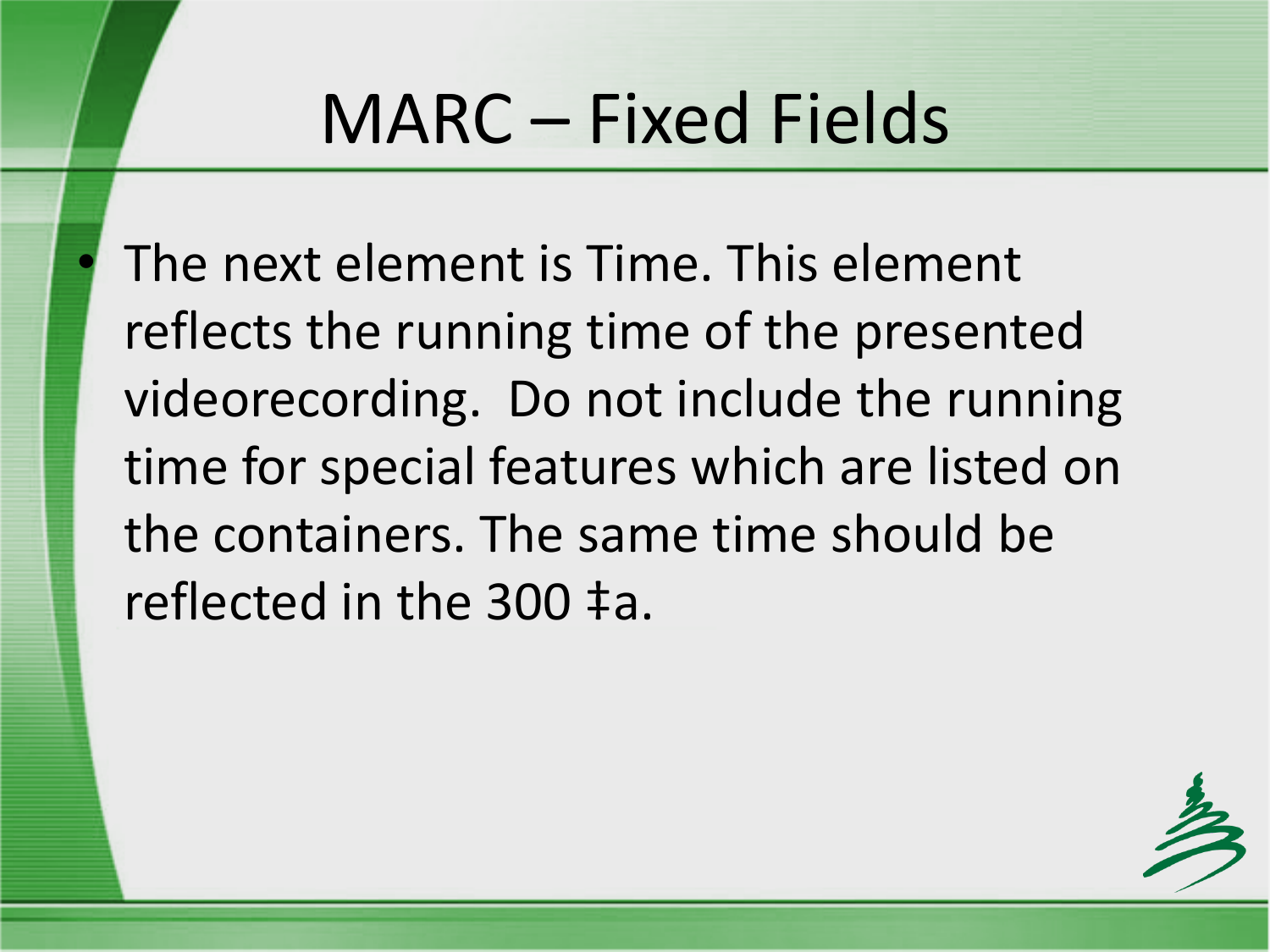# MARC – Fixed Fields

- The next element is Time. This element reflects the running time of the presented videorecording. Do not include the running time for special features which are listed on the containers. The same time should be reflected in the 300 ‡a.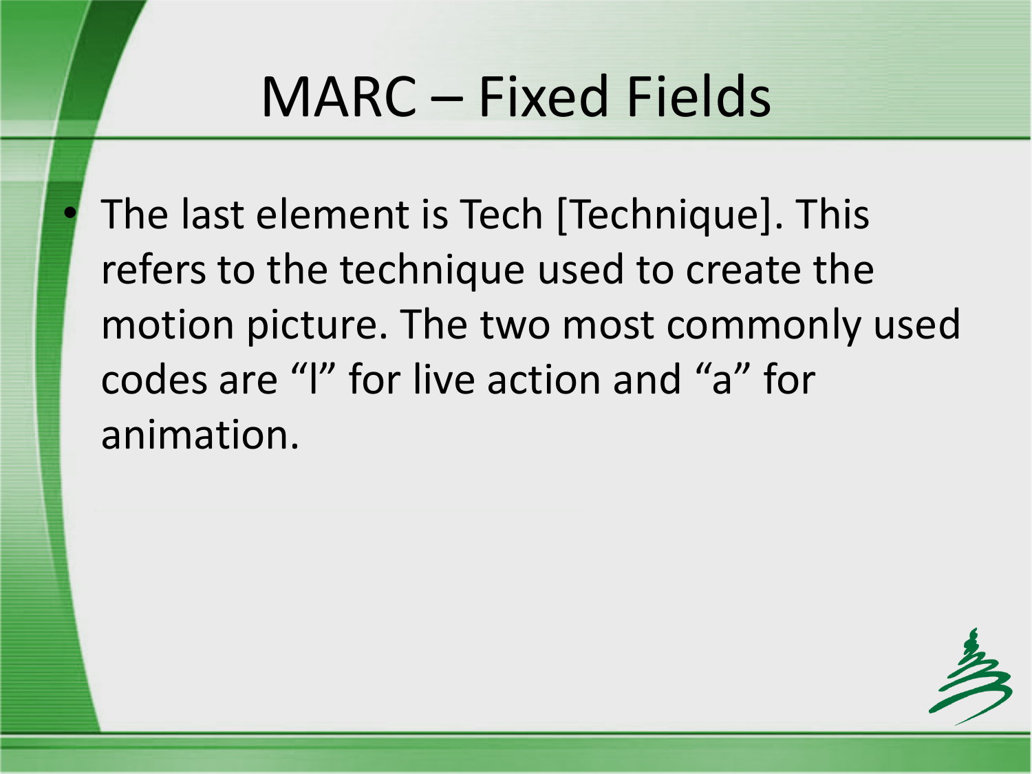# MARC – Fixed Fields

- The last element is Tech [Technique]. This refers to the technique used to create the motion picture. The two most commonly used codes are “l” for live action and “a” for animation.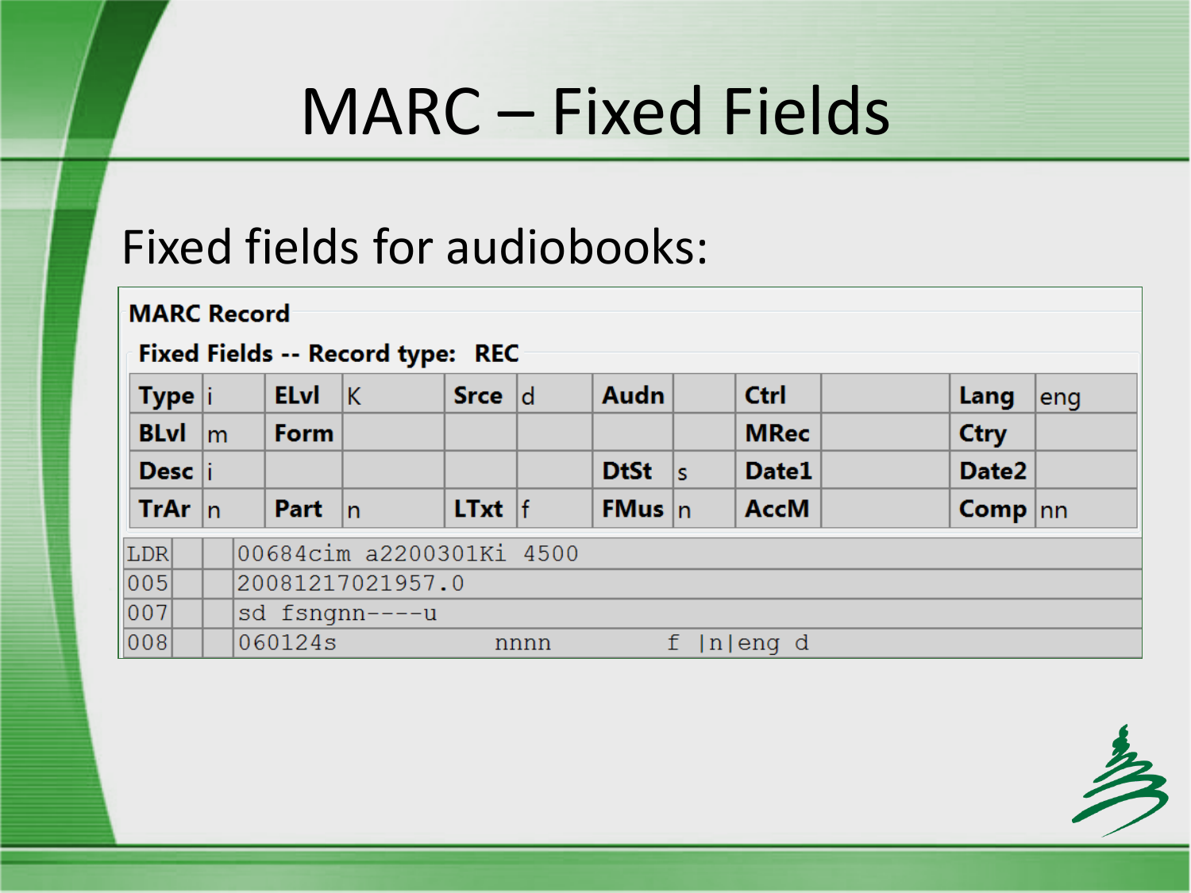# MARC – Fixed Fields

## Fixed fields for audiobooks:

**MARC Record**

**Fixed Fields -- Record type: REC**

| **Type** | i | **ELvl** | K | **Srce** | d | **Audn** | | **Ctrl** | | **Lang** | eng |
|---|---|---|---|---|---|---|---|---|---|---|---|
| **BLvl** | m | **Form** | | | | | | **MRec** | | **Ctry** | |
| **Desc** | i | | | | | **DtSt** | s | **Date1** | | **Date2** | |
| **TrAr** | n | **Part** | n | **LTxt** | f | **FMus** | n | **AccM** | | **Comp** | nn |

| | | | |
|---|---|---|---|
| LDR | | | 00684cim a2200301Ki 4500 |
| 005 | | | 20081217021957.0 |
| 007 | | | sd fsngnn----u |
| 008 | | | 060124s nnnn f \|n\|eng d |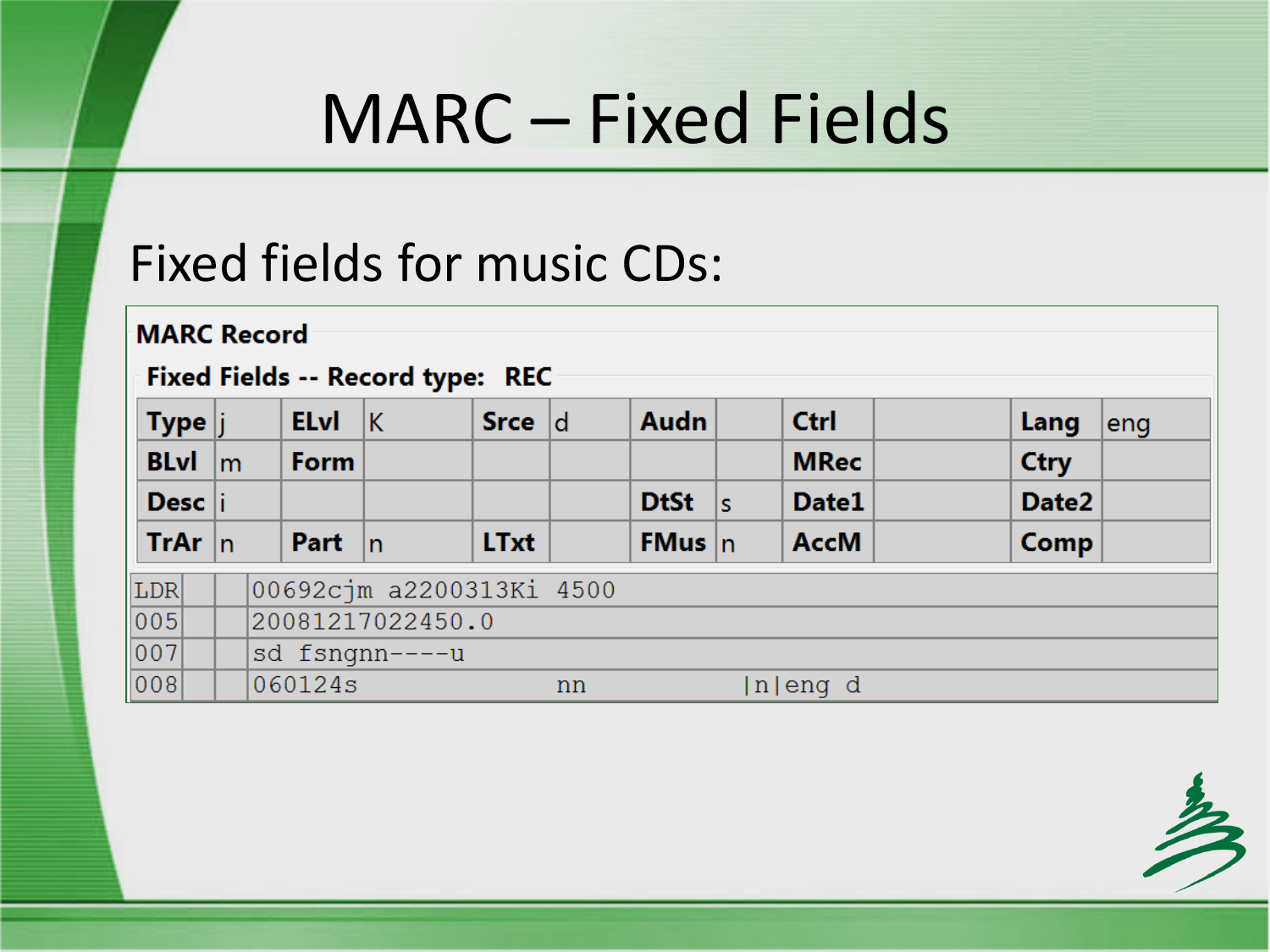# MARC – Fixed Fields

## Fixed fields for music CDs:

**MARC Record**

**Fixed Fields -- Record type: REC**

| | | | | | | | | | | | |
|---|---|---|---|---|---|---|---|---|---|---|---|
| **Type** | j | **ELvl** | K | **Srce** | d | **Audn** | | **Ctrl** | | **Lang** | eng |
| **BLvl** | m | **Form** | | | | | | **MRec** | | **Ctry** | |
| **Desc** | i | | | | | **DtSt** | s | **Date1** | | **Date2** | |
| **TrAr** | n | **Part** | n | **LTxt** | | **FMus** | n | **AccM** | | **Comp** | |

| | | | |
|---|---|---|---|
| LDR | | | 00692cjm a2200313Ki 4500 |
| 005 | | | 20081217022450.0 |
| 007 | | | sd fsngnn----u |
| 008 | | | 060124s nn \|n\|eng d |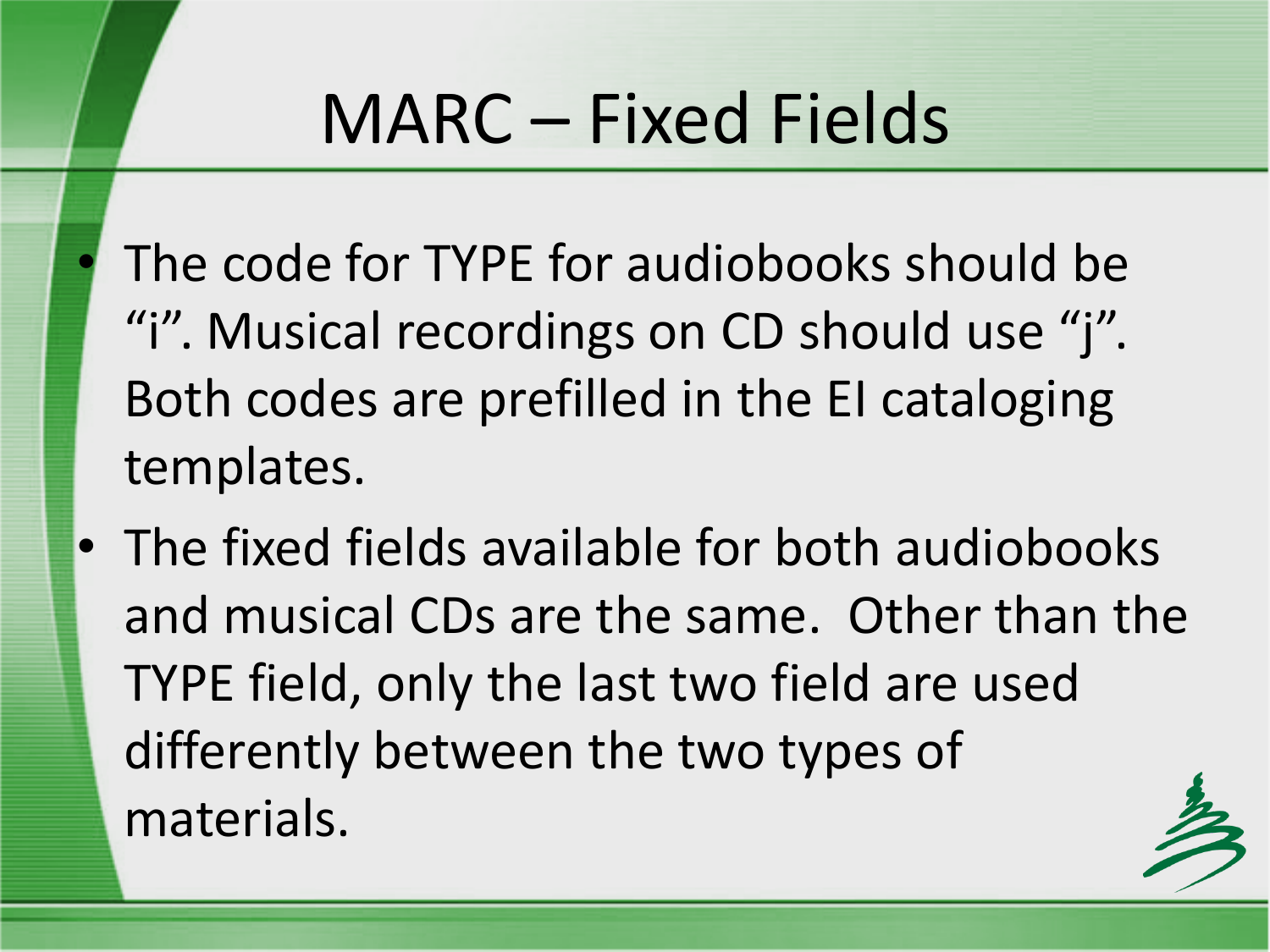# MARC – Fixed Fields

- The code for TYPE for audiobooks should be "i". Musical recordings on CD should use "j". Both codes are prefilled in the EI cataloging templates.
- The fixed fields available for both audiobooks and musical CDs are the same. Other than the TYPE field, only the last two field are used differently between the two types of materials.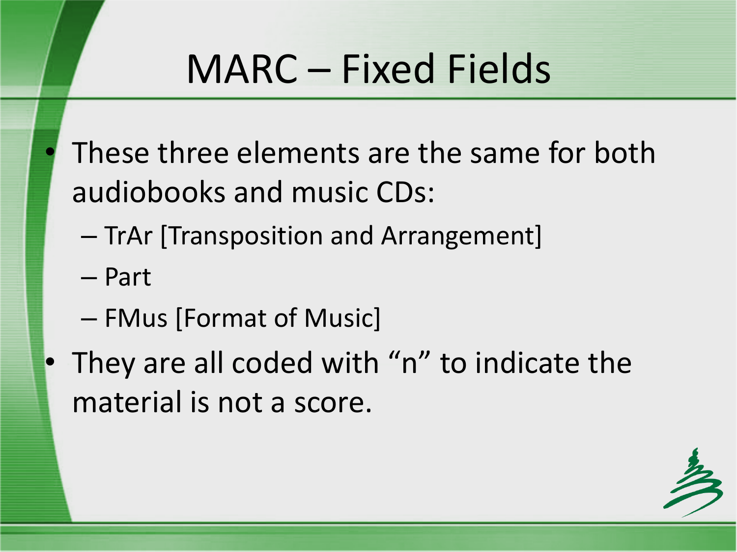# MARC – Fixed Fields

- These three elements are the same for both audiobooks and music CDs:
  - TrAr [Transposition and Arrangement]
  - Part
  - FMus [Format of Music]
- They are all coded with "n" to indicate the material is not a score.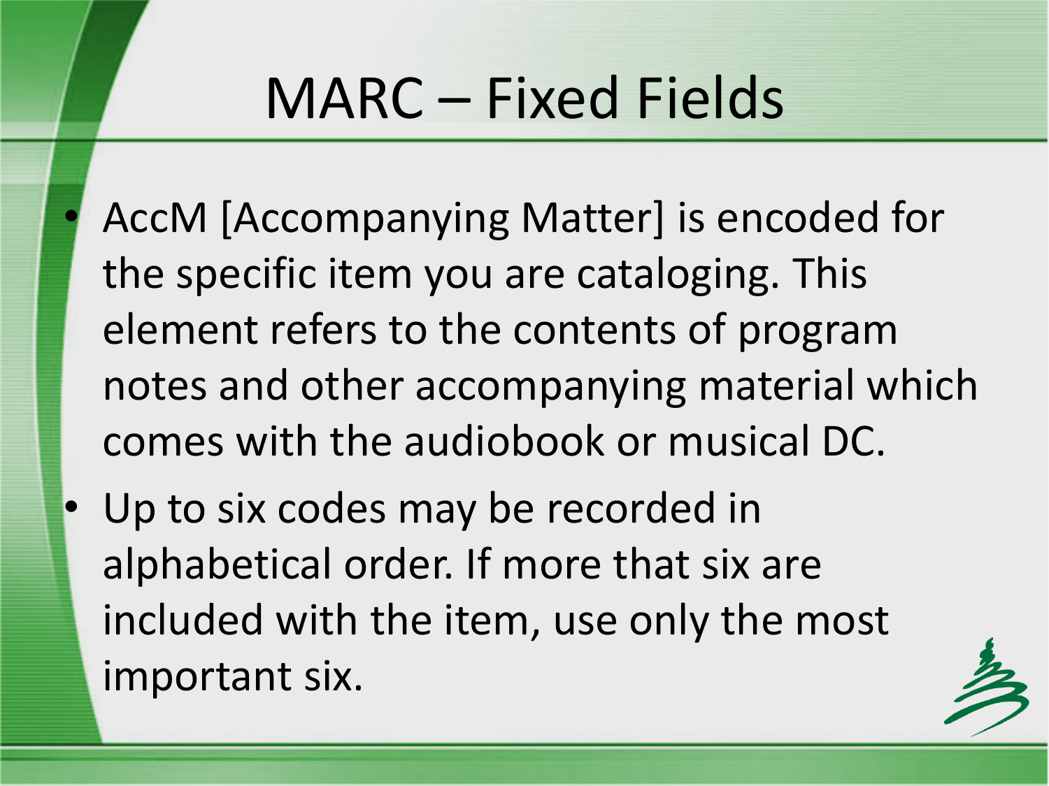# MARC – Fixed Fields

- AccM [Accompanying Matter] is encoded for the specific item you are cataloging. This element refers to the contents of program notes and other accompanying material which comes with the audiobook or musical DC.
- Up to six codes may be recorded in alphabetical order. If more that six are included with the item, use only the most important six.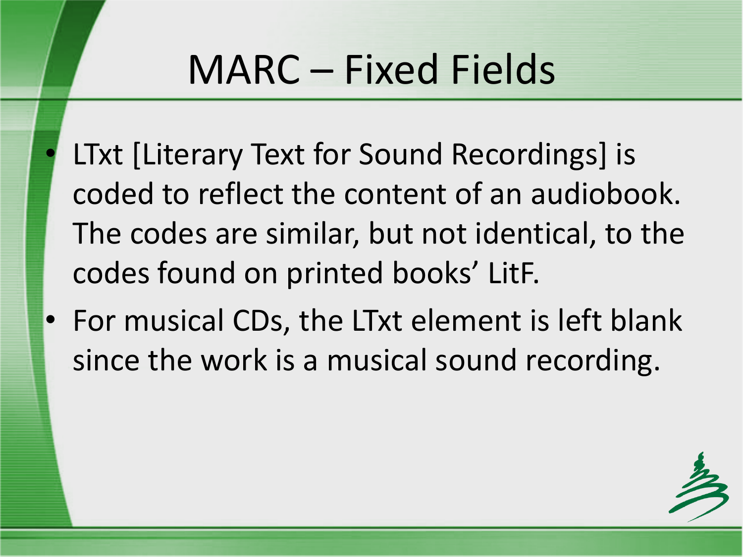# MARC – Fixed Fields

- LTxt [Literary Text for Sound Recordings] is coded to reflect the content of an audiobook. The codes are similar, but not identical, to the codes found on printed books' LitF.
- For musical CDs, the LTxt element is left blank since the work is a musical sound recording.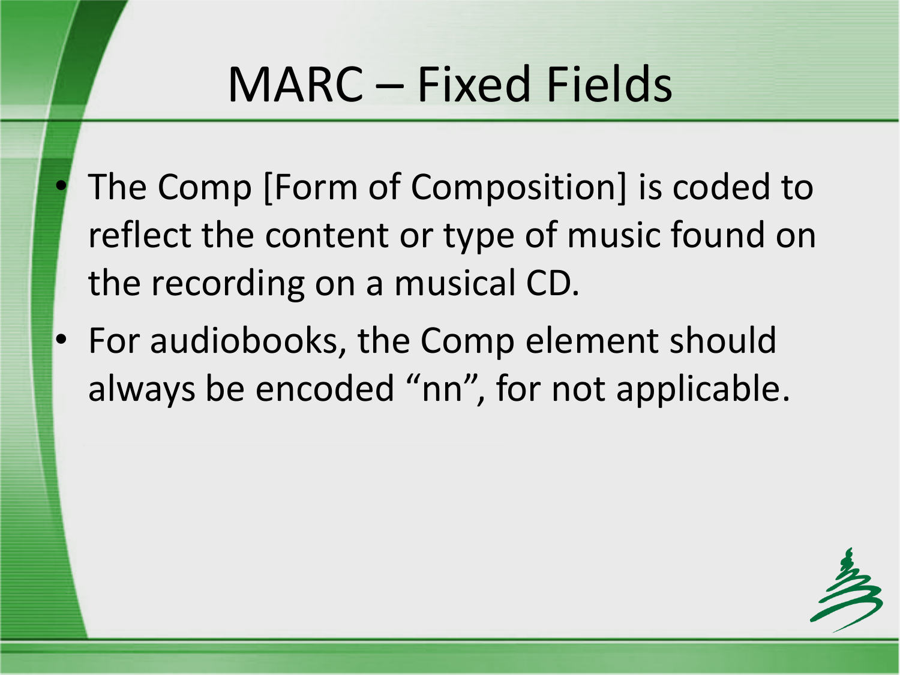# MARC – Fixed Fields

- The Comp [Form of Composition] is coded to reflect the content or type of music found on the recording on a musical CD.
- For audiobooks, the Comp element should always be encoded “nn”, for not applicable.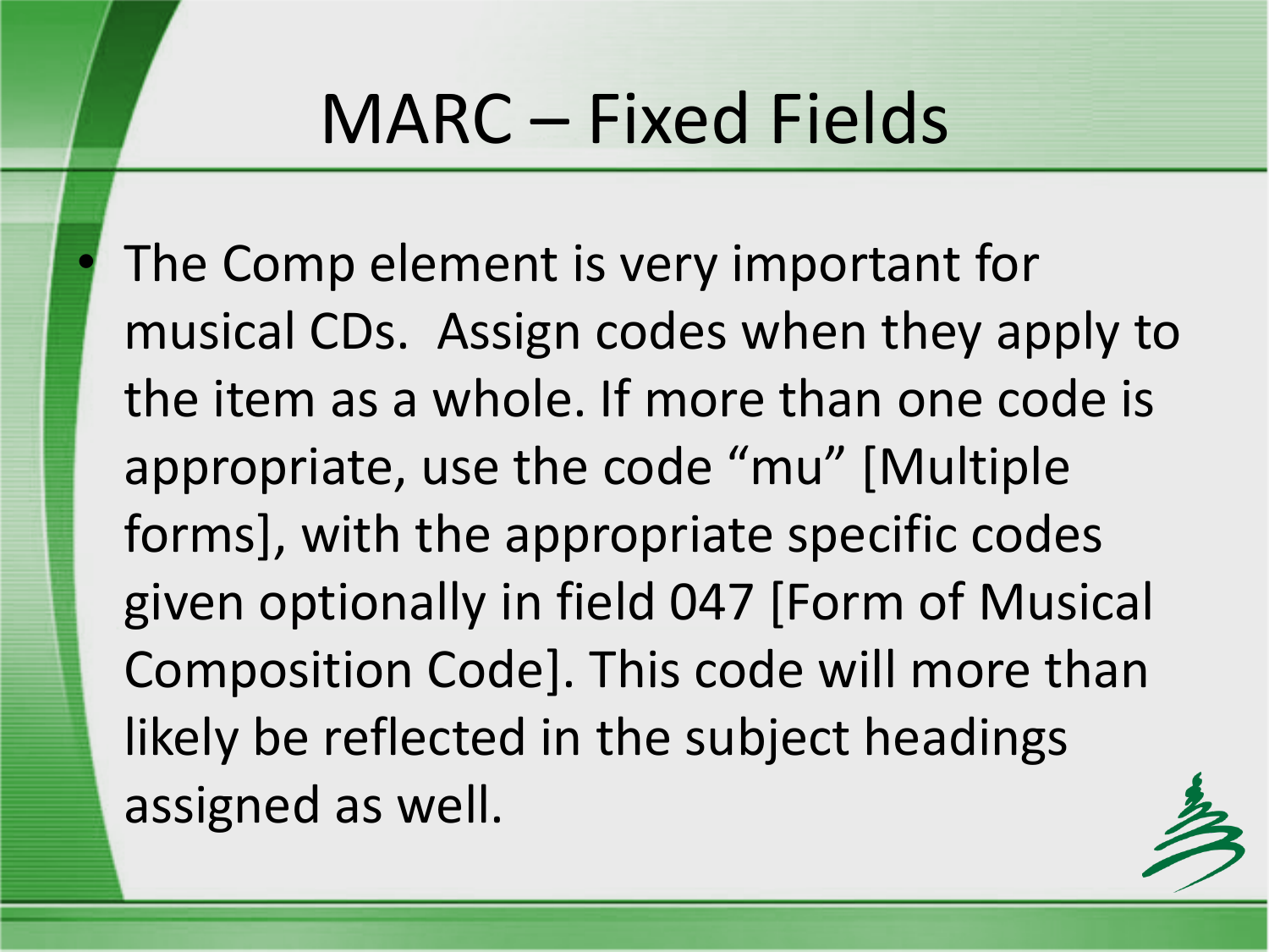# MARC – Fixed Fields

- The Comp element is very important for musical CDs. Assign codes when they apply to the item as a whole. If more than one code is appropriate, use the code "mu" [Multiple forms], with the appropriate specific codes given optionally in field 047 [Form of Musical Composition Code]. This code will more than likely be reflected in the subject headings assigned as well.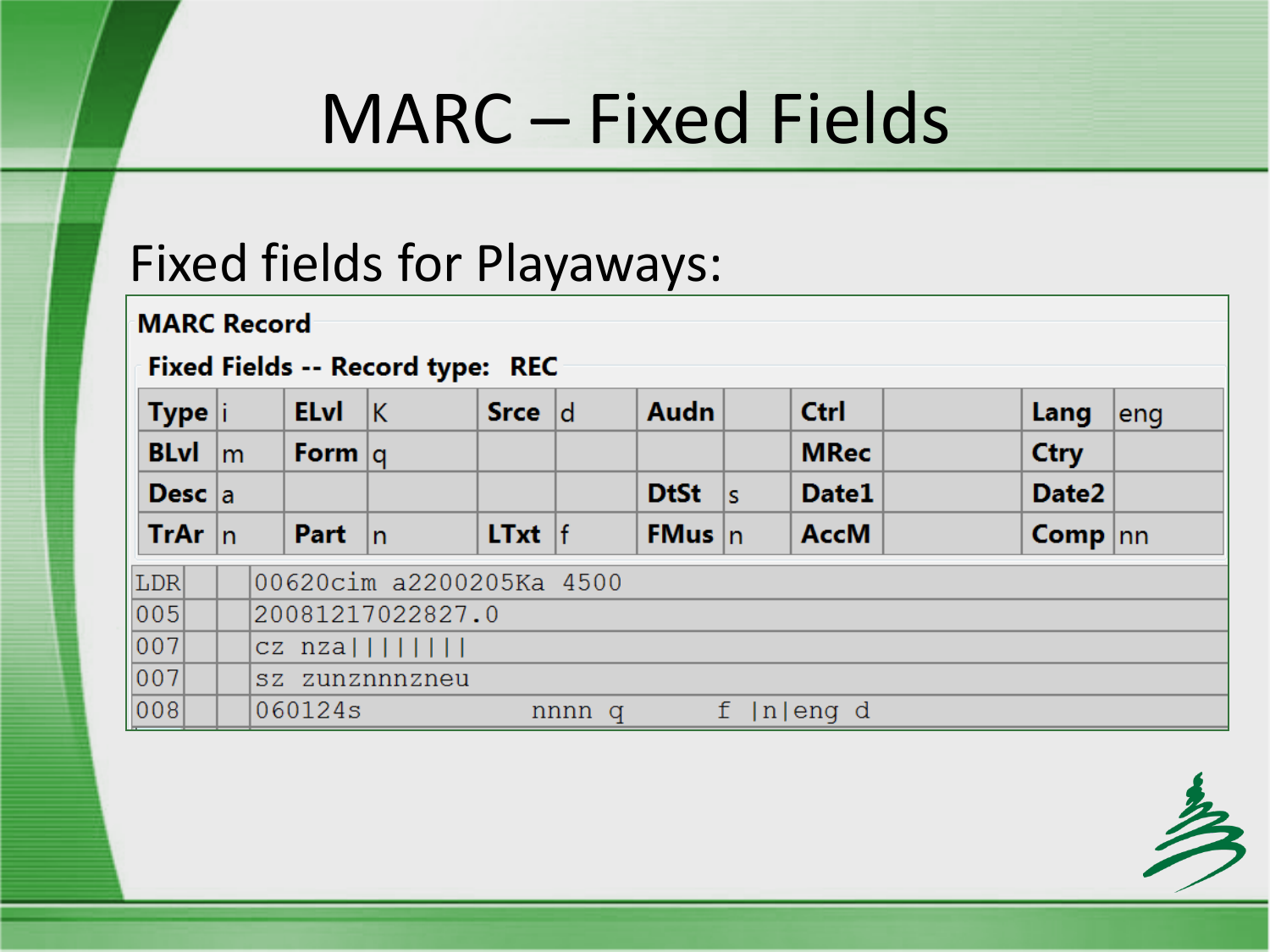# MARC – Fixed Fields

## Fixed fields for Playaways:

**MARC Record**

**Fixed Fields -- Record type: REC**

| **Type** | i | **ELvl** | K | **Srce** | d | **Audn** | | **Ctrl** | | **Lang** | eng |
|---|---|---|---|---|---|---|---|---|---|---|---|
| **BLvl** | m | **Form** | q | | | | | **MRec** | | **Ctry** | |
| **Desc** | a | | | | | **DtSt** | s | **Date1** | | **Date2** | |
| **TrAr** | n | **Part** | n | **LTxt** | f | **FMus** | n | **AccM** | | **Comp** | nn |

| Tag | | | Data |
|---|---|---|---|
| LDR | | | 00620cim a2200205Ka 4500 |
| 005 | | | 20081217022827.0 |
| 007 | | | cz nza\|\|\|\|\|\|\|\| |
| 007 | | | sz zunznnnzneu |
| 008 | | | 060124s nnnn q f \|n\|eng d |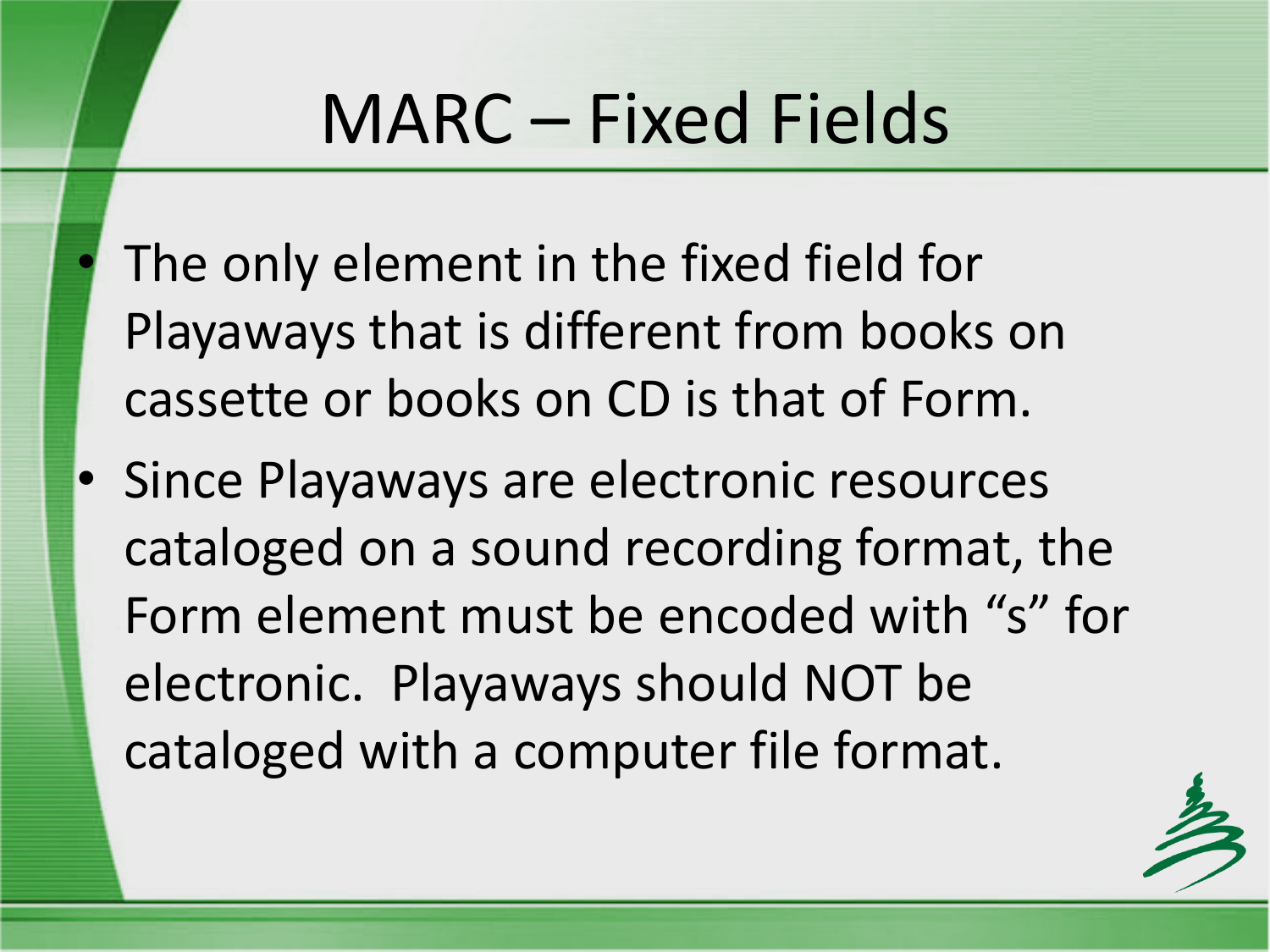# MARC – Fixed Fields

- The only element in the fixed field for Playaways that is different from books on cassette or books on CD is that of Form.
- Since Playaways are electronic resources cataloged on a sound recording format, the Form element must be encoded with “s” for electronic. Playaways should NOT be cataloged with a computer file format.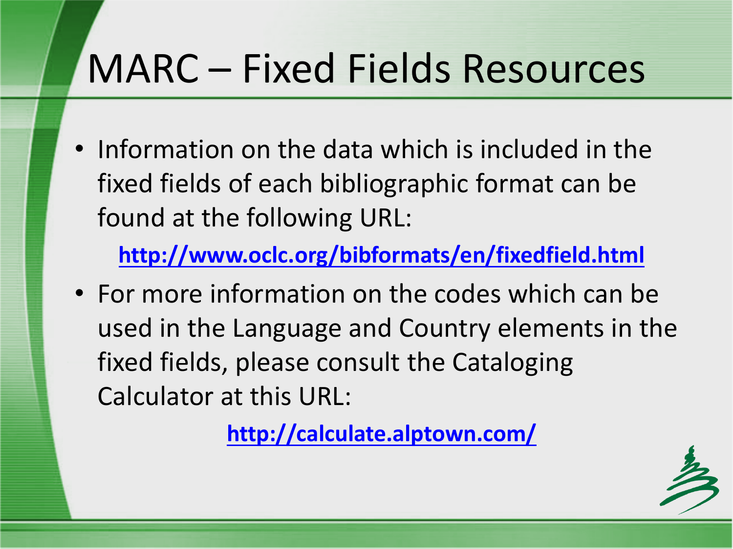# MARC – Fixed Fields Resources

- Information on the data which is included in the fixed fields of each bibliographic format can be found at the following URL:

  **http://www.oclc.org/bibformats/en/fixedfield.html**

- For more information on the codes which can be used in the Language and Country elements in the fixed fields, please consult the Cataloging Calculator at this URL:

  **http://calculate.alptown.com/**